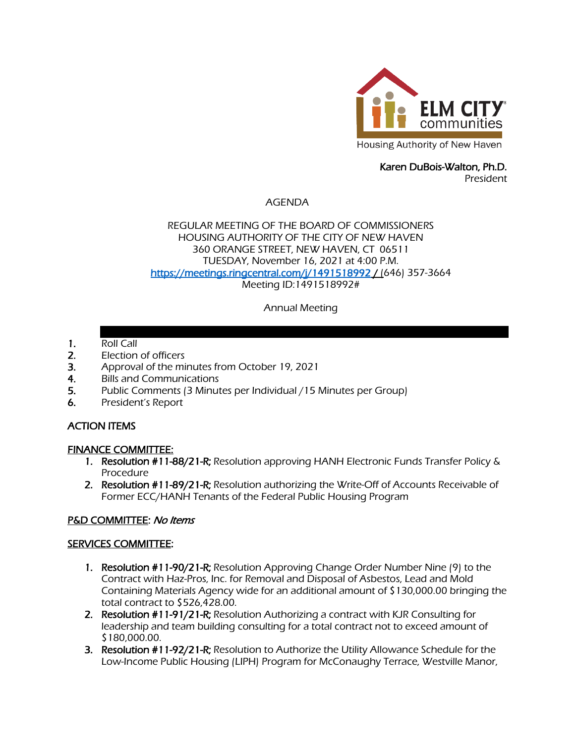ELM CITY communities

Housing Authority of New Haven

**Karen DuBois-Walton, Ph.D.**
President

AGENDA

REGULAR MEETING OF THE BOARD OF COMMISSIONERS
HOUSING AUTHORITY OF THE CITY OF NEW HAVEN
360 ORANGE STREET, NEW HAVEN, CT 06511
TUESDAY, November 16, 2021 at 4:00 P.M.
https://meetings.ringcentral.com/j/1491518992 / (646) 357-3664
Meeting ID:1491518992#

Annual Meeting

1. Roll Call
2. Election of officers
3. Approval of the minutes from October 19, 2021
4. Bills and Communications
5. Public Comments (3 Minutes per Individual / 15 Minutes per Group)
6. President's Report

**ACTION ITEMS**

**FINANCE COMMITTEE:**

1. **Resolution #11-88/21-R;** Resolution approving HANH Electronic Funds Transfer Policy & Procedure
2. **Resolution #11-89/21-R;** Resolution authorizing the Write-Off of Accounts Receivable of Former ECC/HANH Tenants of the Federal Public Housing Program

**P&D COMMITTEE**: *No Items*

**SERVICES COMMITTEE**:

1. **Resolution #11-90/21-R;** Resolution Approving Change Order Number Nine (9) to the Contract with Haz-Pros, Inc. for Removal and Disposal of Asbestos, Lead and Mold Containing Materials Agency wide for an additional amount of $130,000.00 bringing the total contract to $526,428.00.
2. **Resolution #11-91/21-R;** Resolution Authorizing a contract with KJR Consulting for leadership and team building consulting for a total contract not to exceed amount of $180,000.00.
3. **Resolution #11-92/21-R;** Resolution to Authorize the Utility Allowance Schedule for the Low-Income Public Housing (LIPH) Program for McConaughy Terrace, Westville Manor,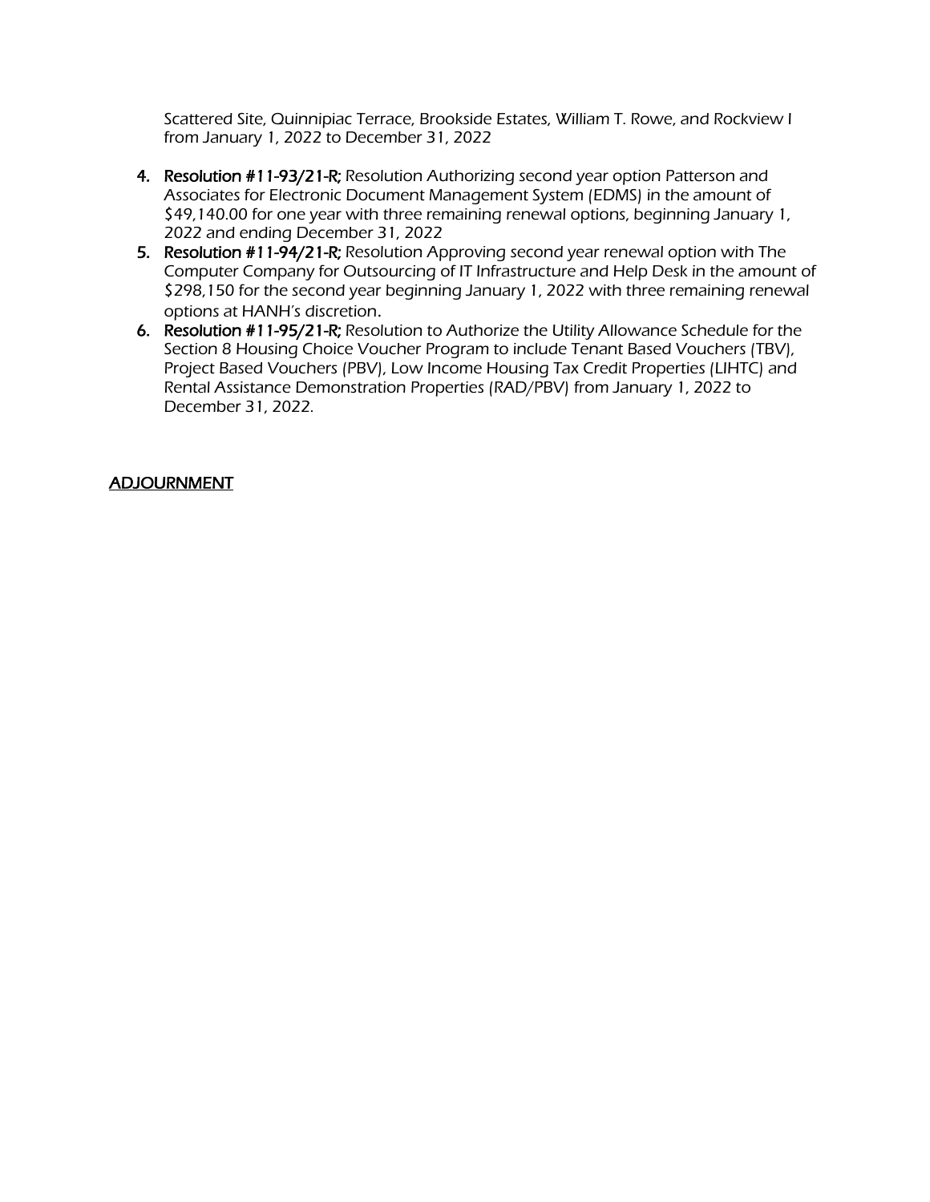Scattered Site, Quinnipiac Terrace, Brookside Estates, William T. Rowe, and Rockview I from January 1, 2022 to December 31, 2022

4. **Resolution #11-93/21-R;** *Resolution Authorizing second year option Patterson and Associates for Electronic Document Management System (EDMS) in the amount of $49,140.00 for one year with three remaining renewal options, beginning January 1, 2022 and ending December 31, 2022*
5. **Resolution #11-94/21-R;** *Resolution Approving second year renewal option with The Computer Company for Outsourcing of IT Infrastructure and Help Desk in the amount of $298,150 for the second year beginning January 1, 2022 with three remaining renewal options at HANH's discretion.*
6. **Resolution #11-95/21-R;** *Resolution to Authorize the Utility Allowance Schedule for the Section 8 Housing Choice Voucher Program to include Tenant Based Vouchers (TBV), Project Based Vouchers (PBV), Low Income Housing Tax Credit Properties (LIHTC) and Rental Assistance Demonstration Properties (RAD/PBV) from January 1, 2022 to December 31, 2022.*

**ADJOURNMENT**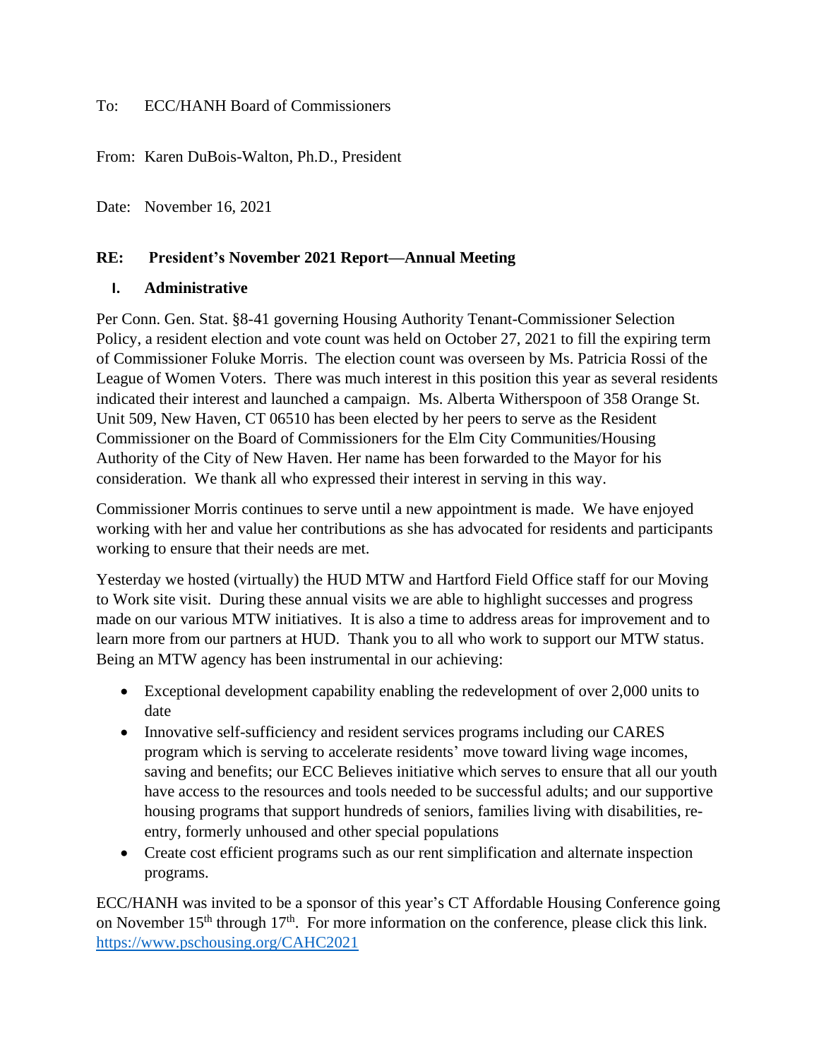To: ECC/HANH Board of Commissioners

From: Karen DuBois-Walton, Ph.D., President

Date: November 16, 2021

**RE: President's November 2021 Report—Annual Meeting**

## I. Administrative

Per Conn. Gen. Stat. §8-41 governing Housing Authority Tenant-Commissioner Selection Policy, a resident election and vote count was held on October 27, 2021 to fill the expiring term of Commissioner Foluke Morris. The election count was overseen by Ms. Patricia Rossi of the League of Women Voters. There was much interest in this position this year as several residents indicated their interest and launched a campaign. Ms. Alberta Witherspoon of 358 Orange St. Unit 509, New Haven, CT 06510 has been elected by her peers to serve as the Resident Commissioner on the Board of Commissioners for the Elm City Communities/Housing Authority of the City of New Haven. Her name has been forwarded to the Mayor for his consideration. We thank all who expressed their interest in serving in this way.

Commissioner Morris continues to serve until a new appointment is made. We have enjoyed working with her and value her contributions as she has advocated for residents and participants working to ensure that their needs are met.

Yesterday we hosted (virtually) the HUD MTW and Hartford Field Office staff for our Moving to Work site visit. During these annual visits we are able to highlight successes and progress made on our various MTW initiatives. It is also a time to address areas for improvement and to learn more from our partners at HUD. Thank you to all who work to support our MTW status. Being an MTW agency has been instrumental in our achieving:

- Exceptional development capability enabling the redevelopment of over 2,000 units to date
- Innovative self-sufficiency and resident services programs including our CARES program which is serving to accelerate residents' move toward living wage incomes, saving and benefits; our ECC Believes initiative which serves to ensure that all our youth have access to the resources and tools needed to be successful adults; and our supportive housing programs that support hundreds of seniors, families living with disabilities, re-entry, formerly unhoused and other special populations
- Create cost efficient programs such as our rent simplification and alternate inspection programs.

ECC/HANH was invited to be a sponsor of this year's CT Affordable Housing Conference going on November 15th through 17th. For more information on the conference, please click this link. https://www.pschousing.org/CAHC2021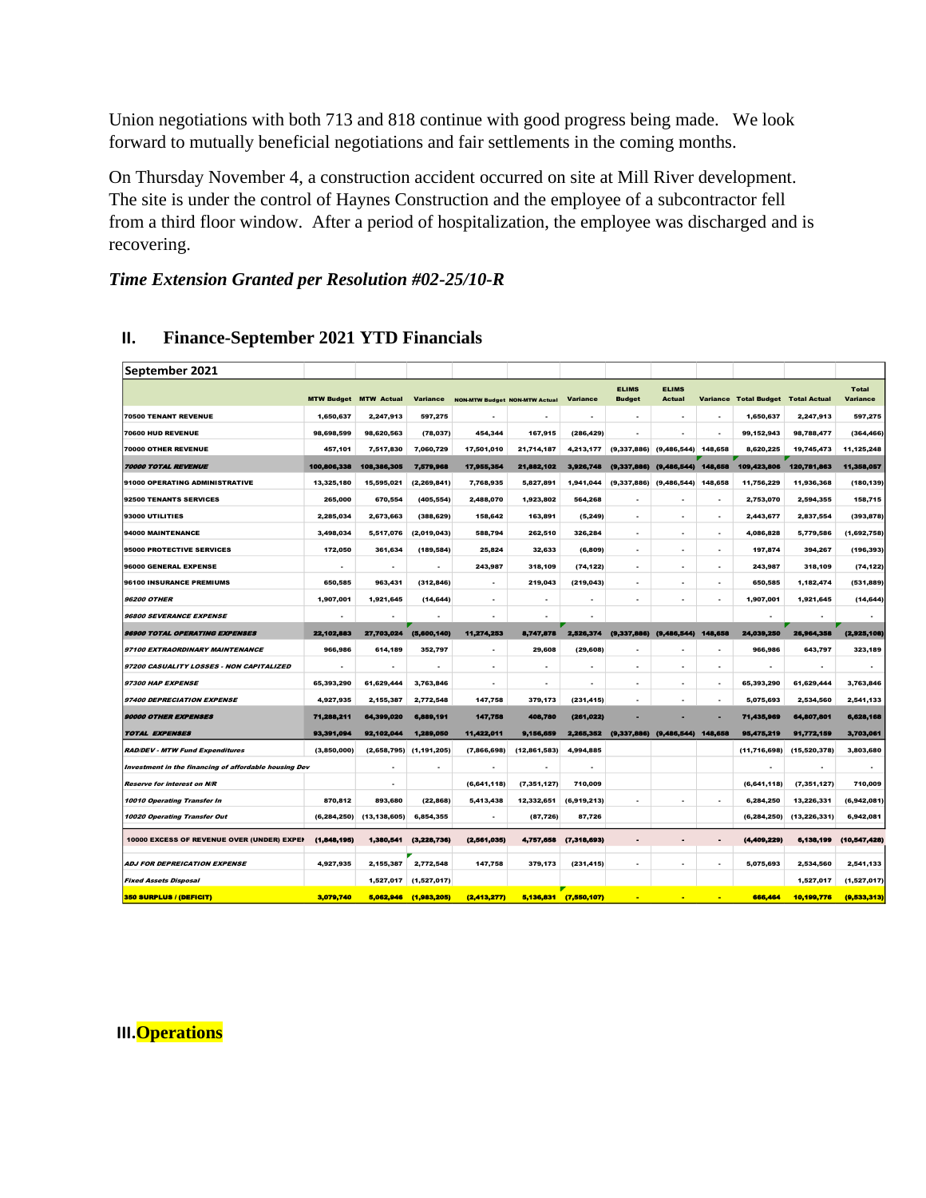Union negotiations with both 713 and 818 continue with good progress being made. We look forward to mutually beneficial negotiations and fair settlements in the coming months.

On Thursday November 4, a construction accident occurred on site at Mill River development. The site is under the control of Haynes Construction and the employee of a subcontractor fell from a third floor window. After a period of hospitalization, the employee was discharged and is recovering.

***Time Extension Granted per Resolution #02-25/10-R***

## II. Finance-September 2021 YTD Financials

| September 2021 | | | | | | | | | | | | |
|---|---|---|---|---|---|---|---|---|---|---|---|---|
| | MTW Budget | MTW Actual | Variance | NON-MTW Budget | NON-MTW Actual | Variance | ELIMS Budget | ELIMS Actual | Variance | Total Budget | Total Actual | Total Variance |
| 70500 TENANT REVENUE | 1,650,637 | 2,247,913 | 597,275 | - | - | - | - | - | - | 1,650,637 | 2,247,913 | 597,275 |
| 70600 HUD REVENUE | 98,698,599 | 98,620,563 | (78,037) | 454,344 | 167,915 | (286,429) | - | - | - | 99,152,943 | 98,788,477 | (364,466) |
| 70000 OTHER REVENUE | 457,101 | 7,517,830 | 7,060,729 | 17,501,010 | 21,714,187 | 4,213,177 | (9,337,886) | (9,486,544) | 148,658 | 8,620,225 | 19,745,473 | 11,125,248 |
| *70000 TOTAL REVENUE* | 100,806,338 | 108,386,305 | 7,579,968 | 17,955,354 | 21,882,102 | 3,926,748 | (9,337,886) | (9,486,544) | 148,658 | 109,423,806 | 120,781,863 | 11,358,057 |
| 91000 OPERATING ADMINISTRATIVE | 13,325,180 | 15,595,021 | (2,269,841) | 7,768,935 | 5,827,891 | 1,941,044 | (9,337,886) | (9,486,544) | 148,658 | 11,756,229 | 11,936,368 | (180,139) |
| 92500 TENANTS SERVICES | 265,000 | 670,554 | (405,554) | 2,488,070 | 1,923,802 | 564,268 | - | - | - | 2,753,070 | 2,594,355 | 158,715 |
| 93000 UTILITIES | 2,285,034 | 2,673,663 | (388,629) | 158,642 | 163,891 | (5,249) | - | - | - | 2,443,677 | 2,837,554 | (393,878) |
| 94000 MAINTENANCE | 3,498,034 | 5,517,076 | (2,019,043) | 588,794 | 262,510 | 326,284 | - | - | - | 4,086,828 | 5,779,586 | (1,692,758) |
| 95000 PROTECTIVE SERVICES | 172,050 | 361,634 | (189,584) | 25,824 | 32,633 | (6,809) | - | - | - | 197,874 | 394,267 | (196,393) |
| 96000 GENERAL EXPENSE | - | - | - | 243,987 | 318,109 | (74,122) | - | - | - | 243,987 | 318,109 | (74,122) |
| 96100 INSURANCE PREMIUMS | 650,585 | 963,431 | (312,846) | - | 219,043 | (219,043) | - | - | - | 650,585 | 1,182,474 | (531,889) |
| *96200 OTHER* | 1,907,001 | 1,921,645 | (14,644) | - | - | - | - | - | - | 1,907,001 | 1,921,645 | (14,644) |
| *96800 SEVERANCE EXPENSE* | - | - | - | - | - | - | | | | - | - | - |
| *96900 TOTAL OPERATING EXPENSES* | 22,102,883 | 27,703,024 | (5,600,140) | 11,274,253 | 8,747,878 | 2,526,374 | (9,337,886) | (9,486,544) | 148,658 | 24,039,250 | 26,964,358 | (2,925,108) |
| *97100 EXTRAORDINARY MAINTENANCE* | 966,986 | 614,189 | 352,797 | - | 29,608 | (29,608) | - | - | - | 966,986 | 643,797 | 323,189 |
| *97200 CASUALTY LOSSES - NON CAPITALIZED* | - | - | - | - | - | - | - | - | - | - | - | - |
| *97300 HAP EXPENSE* | 65,393,290 | 61,629,444 | 3,763,846 | - | - | - | - | - | - | 65,393,290 | 61,629,444 | 3,763,846 |
| *97400 DEPRECIATION EXPENSE* | 4,927,935 | 2,155,387 | 2,772,548 | 147,758 | 379,173 | (231,415) | - | - | - | 5,075,693 | 2,534,560 | 2,541,133 |
| *90000 OTHER EXPENSES* | 71,288,211 | 64,399,020 | 6,889,191 | 147,758 | 408,780 | (261,022) | - | - | - | 71,435,969 | 64,807,801 | 6,628,168 |
| *TOTAL EXPENSES* | 93,391,094 | 92,102,044 | 1,289,050 | 11,422,011 | 9,156,659 | 2,265,352 | (9,337,886) | (9,486,544) | 148,658 | 95,475,219 | 91,772,159 | 3,703,061 |
| *RAD/DEV - MTW Fund Expenditures* | (3,850,000) | (2,658,795) | (1,191,205) | (7,866,698) | (12,861,583) | 4,994,885 | | | | (11,716,698) | (15,520,378) | 3,803,680 |
| *Investment in the financing of affordable housing Dev* | | - | - | - | - | - | | | | - | - | - |
| *Reserve for interest on N/R* | | - | | (6,641,118) | (7,351,127) | 710,009 | | | | (6,641,118) | (7,351,127) | 710,009 |
| *10010 Operating Transfer In* | 870,812 | 893,680 | (22,868) | 5,413,438 | 12,332,651 | (6,919,213) | - | - | - | 6,284,250 | 13,226,331 | (6,942,081) |
| *10020 Operating Transfer Out* | (6,284,250) | (13,138,605) | 6,854,355 | - | (87,726) | 87,726 | | | | (6,284,250) | (13,226,331) | 6,942,081 |
| 10000 EXCESS OF REVENUE OVER (UNDER) EXPEN | (1,848,195) | 1,380,541 | (3,228,736) | (2,561,035) | 4,757,658 | (7,318,693) | - | - | - | (4,409,229) | 6,138,199 | (10,547,428) |
| *ADJ FOR DEPRECIATION EXPENSE* | 4,927,935 | 2,155,387 | 2,772,548 | 147,758 | 379,173 | (231,415) | - | - | - | 5,075,693 | 2,534,560 | 2,541,133 |
| *Fixed Assets Disposal* | | 1,527,017 | (1,527,017) | | | | | | | | 1,527,017 | (1,527,017) |
| 350 SURPLUS / (DEFICIT) | 3,079,740 | 5,062,946 | (1,983,205) | (2,413,277) | 5,136,831 | (7,550,107) | - | - | - | 666,464 | 10,199,776 | (9,533,313) |

## III. Operations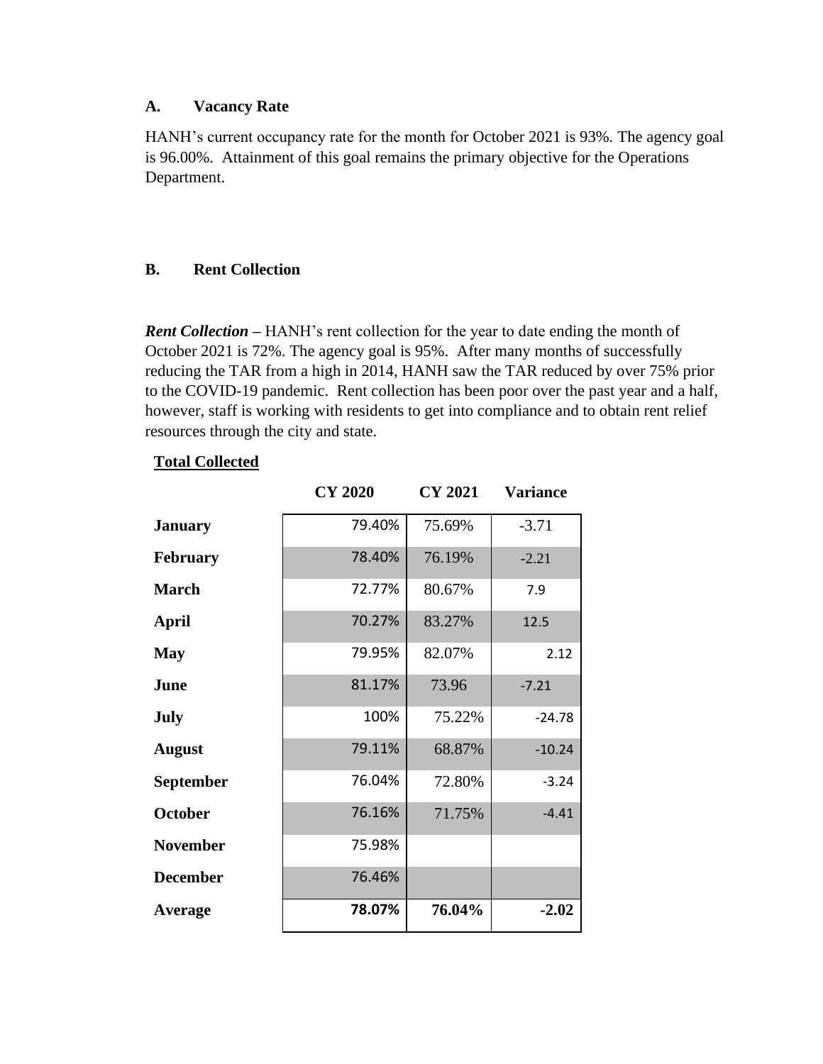## A. Vacancy Rate

HANH's current occupancy rate for the month for October 2021 is 93%. The agency goal is 96.00%. Attainment of this goal remains the primary objective for the Operations Department.

## B. Rent Collection

***Rent Collection*** **–** HANH's rent collection for the year to date ending the month of October 2021 is 72%. The agency goal is 95%. After many months of successfully reducing the TAR from a high in 2014, HANH saw the TAR reduced by over 75% prior to the COVID-19 pandemic. Rent collection has been poor over the past year and a half, however, staff is working with residents to get into compliance and to obtain rent relief resources through the city and state.

**Total Collected**

| | CY 2020 | CY 2021 | Variance |
|---|---|---|---|
| **January** | 79.40% | 75.69% | -3.71 |
| **February** | 78.40% | 76.19% | -2.21 |
| **March** | 72.77% | 80.67% | 7.9 |
| **April** | 70.27% | 83.27% | 12.5 |
| **May** | 79.95% | 82.07% | 2.12 |
| **June** | 81.17% | 73.96 | -7.21 |
| **July** | 100% | 75.22% | -24.78 |
| **August** | 79.11% | 68.87% | -10.24 |
| **September** | 76.04% | 72.80% | -3.24 |
| **October** | 76.16% | 71.75% | -4.41 |
| **November** | 75.98% | | |
| **December** | 76.46% | | |
| **Average** | **78.07%** | **76.04%** | **-2.02** |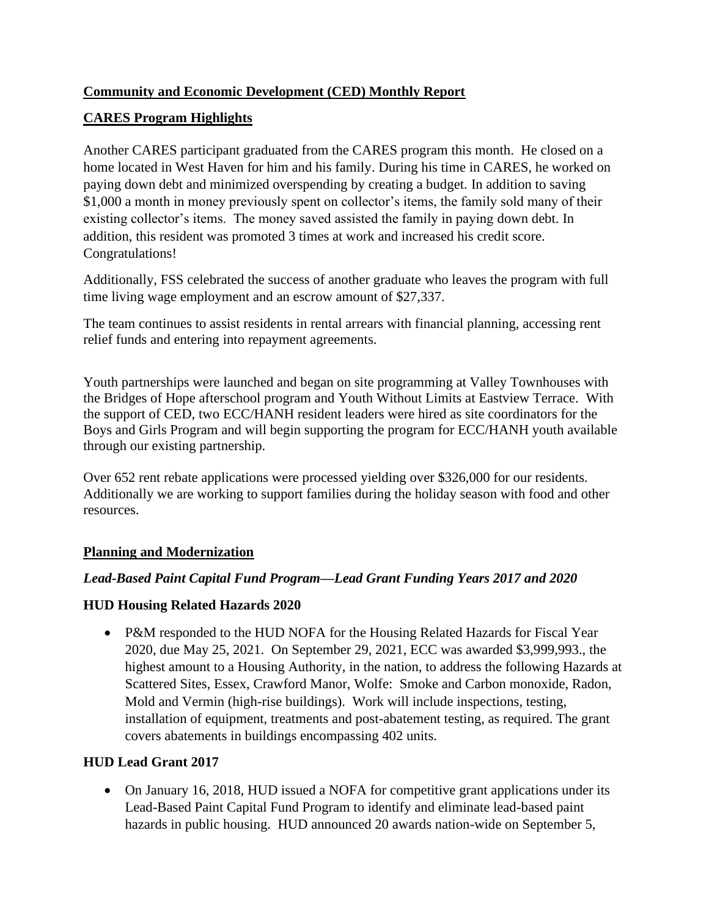**Community and Economic Development (CED) Monthly Report**

**CARES Program Highlights**

Another CARES participant graduated from the CARES program this month. He closed on a home located in West Haven for him and his family. During his time in CARES, he worked on paying down debt and minimized overspending by creating a budget. In addition to saving $1,000 a month in money previously spent on collector's items, the family sold many of their existing collector's items. The money saved assisted the family in paying down debt. In addition, this resident was promoted 3 times at work and increased his credit score. Congratulations!

Additionally, FSS celebrated the success of another graduate who leaves the program with full time living wage employment and an escrow amount of $27,337.

The team continues to assist residents in rental arrears with financial planning, accessing rent relief funds and entering into repayment agreements.

Youth partnerships were launched and began on site programming at Valley Townhouses with the Bridges of Hope afterschool program and Youth Without Limits at Eastview Terrace. With the support of CED, two ECC/HANH resident leaders were hired as site coordinators for the Boys and Girls Program and will begin supporting the program for ECC/HANH youth available through our existing partnership.

Over 652 rent rebate applications were processed yielding over $326,000 for our residents. Additionally we are working to support families during the holiday season with food and other resources.

**Planning and Modernization**

***Lead-Based Paint Capital Fund Program—Lead Grant Funding Years 2017 and 2020***

**HUD Housing Related Hazards 2020**

- P&M responded to the HUD NOFA for the Housing Related Hazards for Fiscal Year 2020, due May 25, 2021. On September 29, 2021, ECC was awarded $3,999,993., the highest amount to a Housing Authority, in the nation, to address the following Hazards at Scattered Sites, Essex, Crawford Manor, Wolfe: Smoke and Carbon monoxide, Radon, Mold and Vermin (high-rise buildings). Work will include inspections, testing, installation of equipment, treatments and post-abatement testing, as required. The grant covers abatements in buildings encompassing 402 units.

**HUD Lead Grant 2017**

- On January 16, 2018, HUD issued a NOFA for competitive grant applications under its Lead-Based Paint Capital Fund Program to identify and eliminate lead-based paint hazards in public housing. HUD announced 20 awards nation-wide on September 5,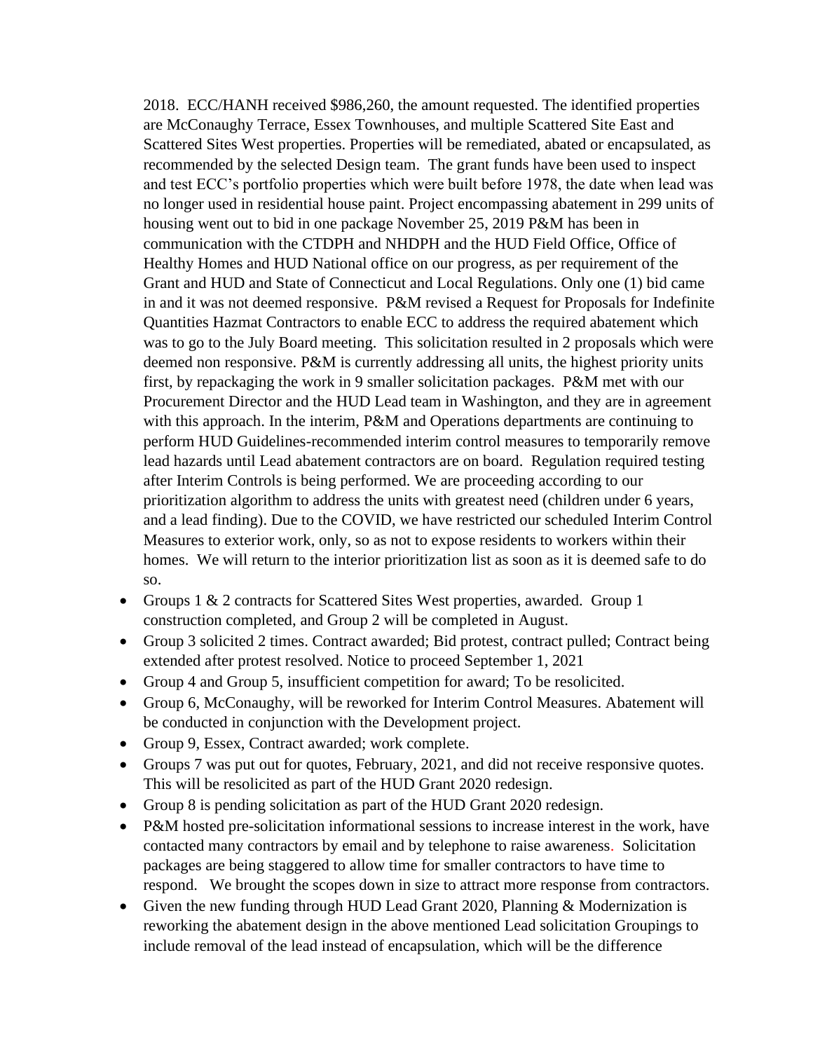2018. ECC/HANH received $986,260, the amount requested. The identified properties are McConaughy Terrace, Essex Townhouses, and multiple Scattered Site East and Scattered Sites West properties. Properties will be remediated, abated or encapsulated, as recommended by the selected Design team. The grant funds have been used to inspect and test ECC's portfolio properties which were built before 1978, the date when lead was no longer used in residential house paint. Project encompassing abatement in 299 units of housing went out to bid in one package November 25, 2019 P&M has been in communication with the CTDPH and NHDPH and the HUD Field Office, Office of Healthy Homes and HUD National office on our progress, as per requirement of the Grant and HUD and State of Connecticut and Local Regulations. Only one (1) bid came in and it was not deemed responsive. P&M revised a Request for Proposals for Indefinite Quantities Hazmat Contractors to enable ECC to address the required abatement which was to go to the July Board meeting. This solicitation resulted in 2 proposals which were deemed non responsive. P&M is currently addressing all units, the highest priority units first, by repackaging the work in 9 smaller solicitation packages. P&M met with our Procurement Director and the HUD Lead team in Washington, and they are in agreement with this approach. In the interim, P&M and Operations departments are continuing to perform HUD Guidelines-recommended interim control measures to temporarily remove lead hazards until Lead abatement contractors are on board. Regulation required testing after Interim Controls is being performed. We are proceeding according to our prioritization algorithm to address the units with greatest need (children under 6 years, and a lead finding). Due to the COVID, we have restricted our scheduled Interim Control Measures to exterior work, only, so as not to expose residents to workers within their homes. We will return to the interior prioritization list as soon as it is deemed safe to do so.

- Groups 1 & 2 contracts for Scattered Sites West properties, awarded. Group 1 construction completed, and Group 2 will be completed in August.
- Group 3 solicited 2 times. Contract awarded; Bid protest, contract pulled; Contract being extended after protest resolved. Notice to proceed September 1, 2021
- Group 4 and Group 5, insufficient competition for award; To be resolicited.
- Group 6, McConaughy, will be reworked for Interim Control Measures. Abatement will be conducted in conjunction with the Development project.
- Group 9, Essex, Contract awarded; work complete.
- Groups 7 was put out for quotes, February, 2021, and did not receive responsive quotes. This will be resolicited as part of the HUD Grant 2020 redesign.
- Group 8 is pending solicitation as part of the HUD Grant 2020 redesign.
- P&M hosted pre-solicitation informational sessions to increase interest in the work, have contacted many contractors by email and by telephone to raise awareness. Solicitation packages are being staggered to allow time for smaller contractors to have time to respond. We brought the scopes down in size to attract more response from contractors.
- Given the new funding through HUD Lead Grant 2020, Planning & Modernization is reworking the abatement design in the above mentioned Lead solicitation Groupings to include removal of the lead instead of encapsulation, which will be the difference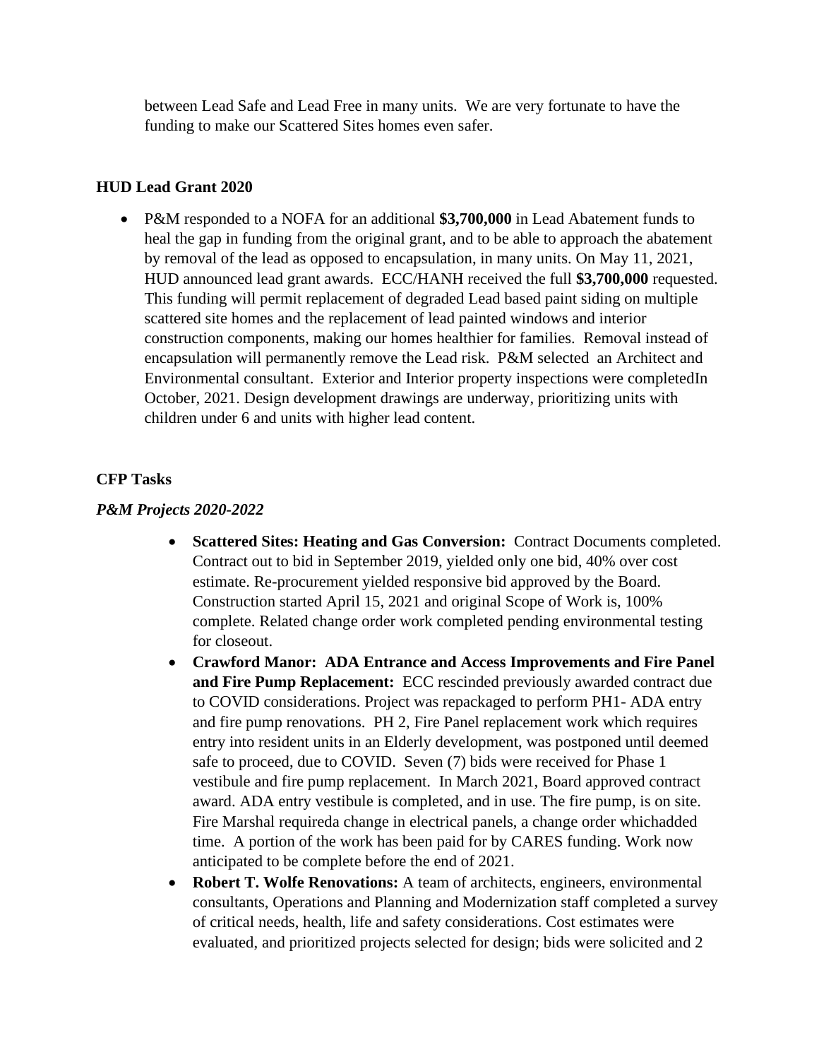between Lead Safe and Lead Free in many units.  We are very fortunate to have the funding to make our Scattered Sites homes even safer.

### HUD Lead Grant 2020

- P&M responded to a NOFA for an additional **$3,700,000** in Lead Abatement funds to heal the gap in funding from the original grant, and to be able to approach the abatement by removal of the lead as opposed to encapsulation, in many units. On May 11, 2021, HUD announced lead grant awards.  ECC/HANH received the full **$3,700,000** requested. This funding will permit replacement of degraded Lead based paint siding on multiple scattered site homes and the replacement of lead painted windows and interior construction components, making our homes healthier for families.  Removal instead of encapsulation will permanently remove the Lead risk.  P&M selected  an Architect and Environmental consultant.  Exterior and Interior property inspections were completedIn October, 2021. Design development drawings are underway, prioritizing units with children under 6 and units with higher lead content.

### CFP Tasks

#### *P&M Projects 2020-2022*

- **Scattered Sites: Heating and Gas Conversion:**  Contract Documents completed. Contract out to bid in September 2019, yielded only one bid, 40% over cost estimate. Re-procurement yielded responsive bid approved by the Board. Construction started April 15, 2021 and original Scope of Work is, 100% complete. Related change order work completed pending environmental testing for closeout.
- **Crawford Manor:  ADA Entrance and Access Improvements and Fire Panel and Fire Pump Replacement:**  ECC rescinded previously awarded contract due to COVID considerations. Project was repackaged to perform PH1- ADA entry and fire pump renovations.  PH 2, Fire Panel replacement work which requires entry into resident units in an Elderly development, was postponed until deemed safe to proceed, due to COVID.  Seven (7) bids were received for Phase 1 vestibule and fire pump replacement.  In March 2021, Board approved contract award. ADA entry vestibule is completed, and in use. The fire pump, is on site. Fire Marshal requireda change in electrical panels, a change order whichadded time.  A portion of the work has been paid for by CARES funding. Work now anticipated to be complete before the end of 2021.
- **Robert T. Wolfe Renovations:** A team of architects, engineers, environmental consultants, Operations and Planning and Modernization staff completed a survey of critical needs, health, life and safety considerations. Cost estimates were evaluated, and prioritized projects selected for design; bids were solicited and 2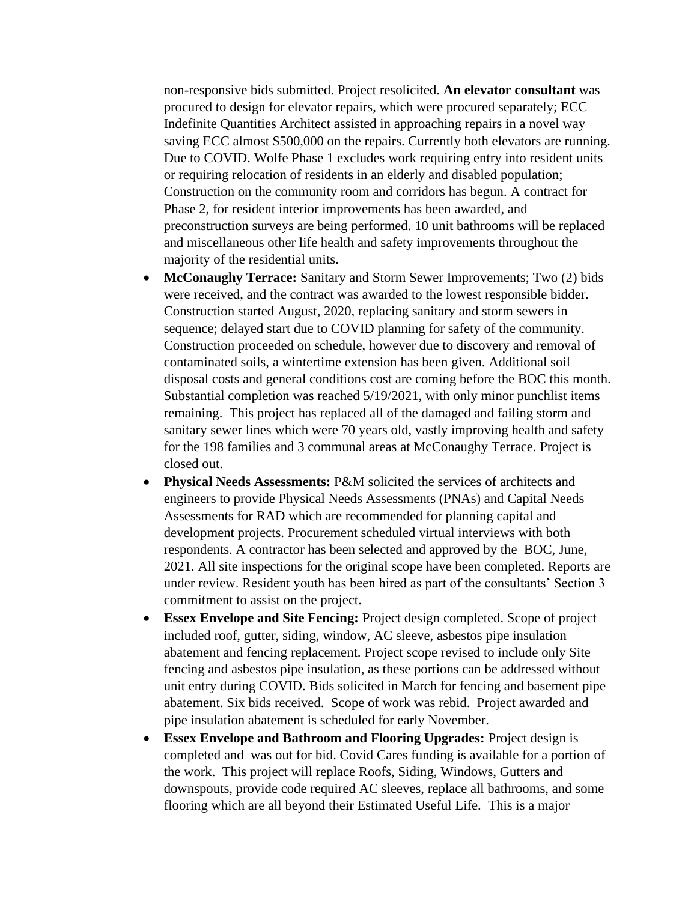non-responsive bids submitted. Project resolicited. **An elevator consultant** was procured to design for elevator repairs, which were procured separately; ECC Indefinite Quantities Architect assisted in approaching repairs in a novel way saving ECC almost $500,000 on the repairs. Currently both elevators are running. Due to COVID. Wolfe Phase 1 excludes work requiring entry into resident units or requiring relocation of residents in an elderly and disabled population; Construction on the community room and corridors has begun. A contract for Phase 2, for resident interior improvements has been awarded, and preconstruction surveys are being performed. 10 unit bathrooms will be replaced and miscellaneous other life health and safety improvements throughout the majority of the residential units.

- **McConaughy Terrace:** Sanitary and Storm Sewer Improvements; Two (2) bids were received, and the contract was awarded to the lowest responsible bidder. Construction started August, 2020, replacing sanitary and storm sewers in sequence; delayed start due to COVID planning for safety of the community. Construction proceeded on schedule, however due to discovery and removal of contaminated soils, a wintertime extension has been given. Additional soil disposal costs and general conditions cost are coming before the BOC this month. Substantial completion was reached 5/19/2021, with only minor punchlist items remaining. This project has replaced all of the damaged and failing storm and sanitary sewer lines which were 70 years old, vastly improving health and safety for the 198 families and 3 communal areas at McConaughy Terrace. Project is closed out.
- **Physical Needs Assessments:** P&M solicited the services of architects and engineers to provide Physical Needs Assessments (PNAs) and Capital Needs Assessments for RAD which are recommended for planning capital and development projects. Procurement scheduled virtual interviews with both respondents. A contractor has been selected and approved by the BOC, June, 2021. All site inspections for the original scope have been completed. Reports are under review. Resident youth has been hired as part of the consultants' Section 3 commitment to assist on the project.
- **Essex Envelope and Site Fencing:** Project design completed. Scope of project included roof, gutter, siding, window, AC sleeve, asbestos pipe insulation abatement and fencing replacement. Project scope revised to include only Site fencing and asbestos pipe insulation, as these portions can be addressed without unit entry during COVID. Bids solicited in March for fencing and basement pipe abatement. Six bids received. Scope of work was rebid. Project awarded and pipe insulation abatement is scheduled for early November.
- **Essex Envelope and Bathroom and Flooring Upgrades:** Project design is completed and was out for bid. Covid Cares funding is available for a portion of the work. This project will replace Roofs, Siding, Windows, Gutters and downspouts, provide code required AC sleeves, replace all bathrooms, and some flooring which are all beyond their Estimated Useful Life. This is a major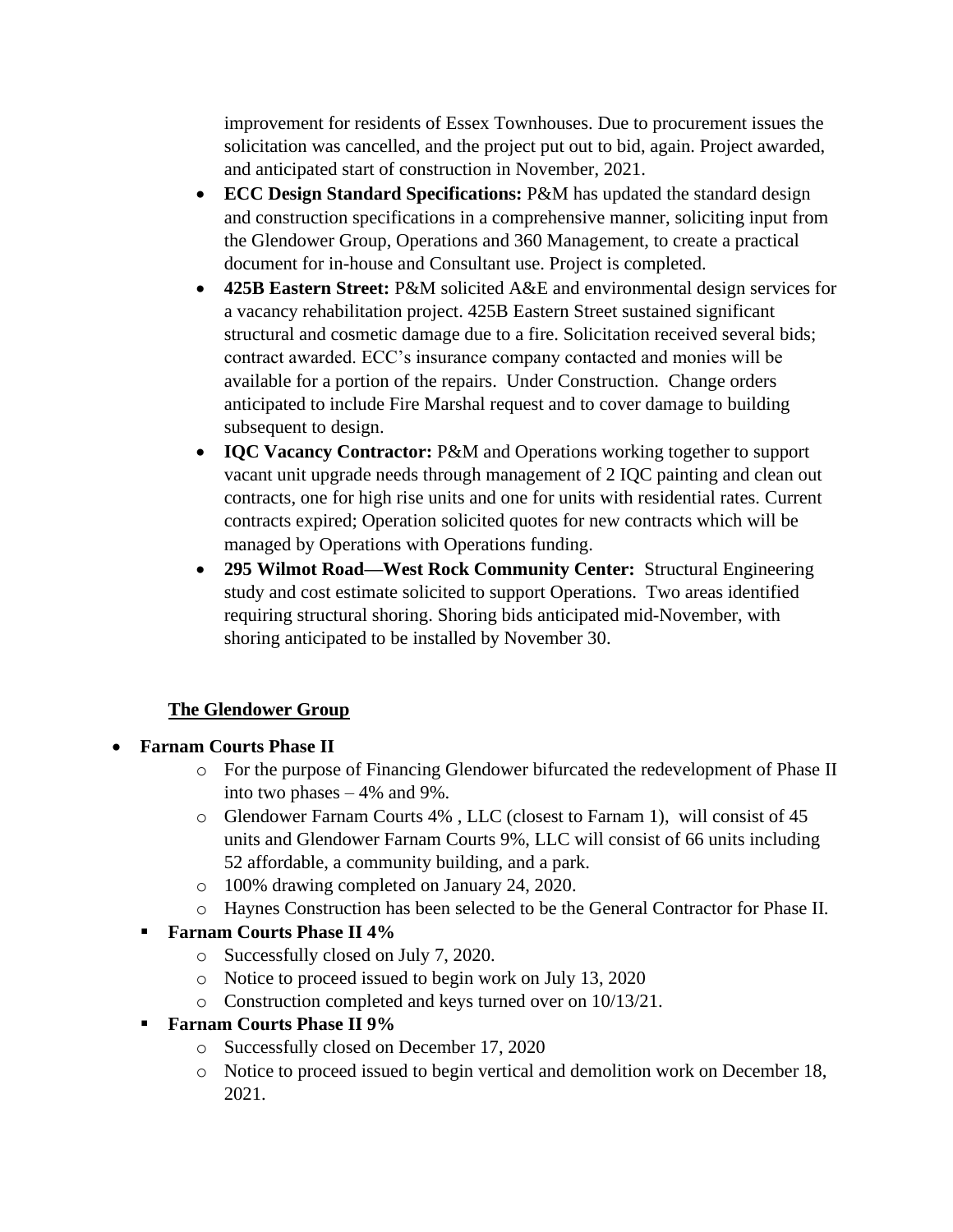improvement for residents of Essex Townhouses. Due to procurement issues the solicitation was cancelled, and the project put out to bid, again. Project awarded, and anticipated start of construction in November, 2021.

- **ECC Design Standard Specifications:** P&M has updated the standard design and construction specifications in a comprehensive manner, soliciting input from the Glendower Group, Operations and 360 Management, to create a practical document for in-house and Consultant use. Project is completed.
- **425B Eastern Street:** P&M solicited A&E and environmental design services for a vacancy rehabilitation project. 425B Eastern Street sustained significant structural and cosmetic damage due to a fire. Solicitation received several bids; contract awarded. ECC's insurance company contacted and monies will be available for a portion of the repairs. Under Construction. Change orders anticipated to include Fire Marshal request and to cover damage to building subsequent to design.
- **IQC Vacancy Contractor:** P&M and Operations working together to support vacant unit upgrade needs through management of 2 IQC painting and clean out contracts, one for high rise units and one for units with residential rates. Current contracts expired; Operation solicited quotes for new contracts which will be managed by Operations with Operations funding.
- **295 Wilmot Road—West Rock Community Center:** Structural Engineering study and cost estimate solicited to support Operations. Two areas identified requiring structural shoring. Shoring bids anticipated mid-November, with shoring anticipated to be installed by November 30.

## The Glendower Group

- **Farnam Courts Phase II**
  - For the purpose of Financing Glendower bifurcated the redevelopment of Phase II into two phases – 4% and 9%.
  - Glendower Farnam Courts 4% , LLC (closest to Farnam 1), will consist of 45 units and Glendower Farnam Courts 9%, LLC will consist of 66 units including 52 affordable, a community building, and a park.
  - 100% drawing completed on January 24, 2020.
  - Haynes Construction has been selected to be the General Contractor for Phase II.
  - **Farnam Courts Phase II 4%**
    - Successfully closed on July 7, 2020.
    - Notice to proceed issued to begin work on July 13, 2020
    - Construction completed and keys turned over on 10/13/21.
  - **Farnam Courts Phase II 9%**
    - Successfully closed on December 17, 2020
    - Notice to proceed issued to begin vertical and demolition work on December 18, 2021.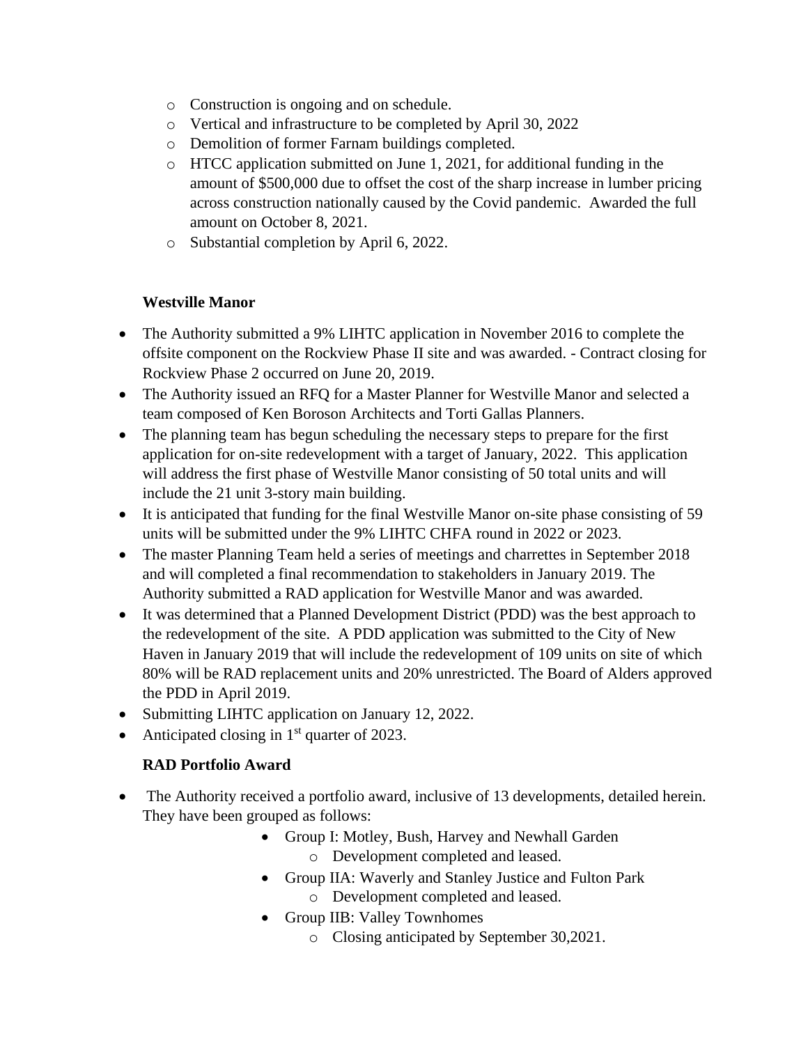- Construction is ongoing and on schedule.
- Vertical and infrastructure to be completed by April 30, 2022
- Demolition of former Farnam buildings completed.
- HTCC application submitted on June 1, 2021, for additional funding in the amount of $500,000 due to offset the cost of the sharp increase in lumber pricing across construction nationally caused by the Covid pandemic. Awarded the full amount on October 8, 2021.
- Substantial completion by April 6, 2022.

**Westville Manor**

- The Authority submitted a 9% LIHTC application in November 2016 to complete the offsite component on the Rockview Phase II site and was awarded. - Contract closing for Rockview Phase 2 occurred on June 20, 2019.
- The Authority issued an RFQ for a Master Planner for Westville Manor and selected a team composed of Ken Boroson Architects and Torti Gallas Planners.
- The planning team has begun scheduling the necessary steps to prepare for the first application for on-site redevelopment with a target of January, 2022. This application will address the first phase of Westville Manor consisting of 50 total units and will include the 21 unit 3-story main building.
- It is anticipated that funding for the final Westville Manor on-site phase consisting of 59 units will be submitted under the 9% LIHTC CHFA round in 2022 or 2023.
- The master Planning Team held a series of meetings and charrettes in September 2018 and will completed a final recommendation to stakeholders in January 2019. The Authority submitted a RAD application for Westville Manor and was awarded.
- It was determined that a Planned Development District (PDD) was the best approach to the redevelopment of the site. A PDD application was submitted to the City of New Haven in January 2019 that will include the redevelopment of 109 units on site of which 80% will be RAD replacement units and 20% unrestricted. The Board of Alders approved the PDD in April 2019.
- Submitting LIHTC application on January 12, 2022.
- Anticipated closing in 1st quarter of 2023.

**RAD Portfolio Award**

- The Authority received a portfolio award, inclusive of 13 developments, detailed herein. They have been grouped as follows:
  - Group I: Motley, Bush, Harvey and Newhall Garden
    - Development completed and leased.
  - Group IIA: Waverly and Stanley Justice and Fulton Park
    - Development completed and leased.
  - Group IIB: Valley Townhomes
    - Closing anticipated by September 30,2021.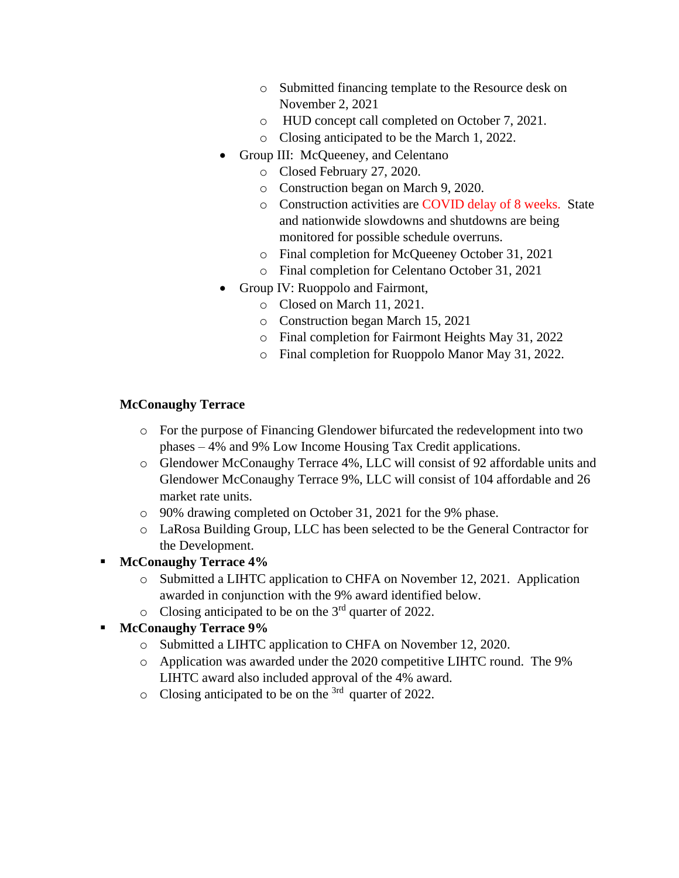- Submitted financing template to the Resource desk on November 2, 2021
- HUD concept call completed on October 7, 2021.
- Closing anticipated to be the March 1, 2022.

- Group III: McQueeney, and Celentano
  - Closed February 27, 2020.
  - Construction began on March 9, 2020.
  - Construction activities are COVID delay of 8 weeks. State and nationwide slowdowns and shutdowns are being monitored for possible schedule overruns.
  - Final completion for McQueeney October 31, 2021
  - Final completion for Celentano October 31, 2021
- Group IV: Ruoppolo and Fairmont,
  - Closed on March 11, 2021.
  - Construction began March 15, 2021
  - Final completion for Fairmont Heights May 31, 2022
  - Final completion for Ruoppolo Manor May 31, 2022.

**McConaughy Terrace**

- For the purpose of Financing Glendower bifurcated the redevelopment into two phases – 4% and 9% Low Income Housing Tax Credit applications.
- Glendower McConaughy Terrace 4%, LLC will consist of 92 affordable units and Glendower McConaughy Terrace 9%, LLC will consist of 104 affordable and 26 market rate units.
- 90% drawing completed on October 31, 2021 for the 9% phase.
- LaRosa Building Group, LLC has been selected to be the General Contractor for the Development.

- **McConaughy Terrace 4%**
  - Submitted a LIHTC application to CHFA on November 12, 2021. Application awarded in conjunction with the 9% award identified below.
  - Closing anticipated to be on the 3rd quarter of 2022.
- **McConaughy Terrace 9%**
  - Submitted a LIHTC application to CHFA on November 12, 2020.
  - Application was awarded under the 2020 competitive LIHTC round. The 9% LIHTC award also included approval of the 4% award.
  - Closing anticipated to be on the 3rd quarter of 2022.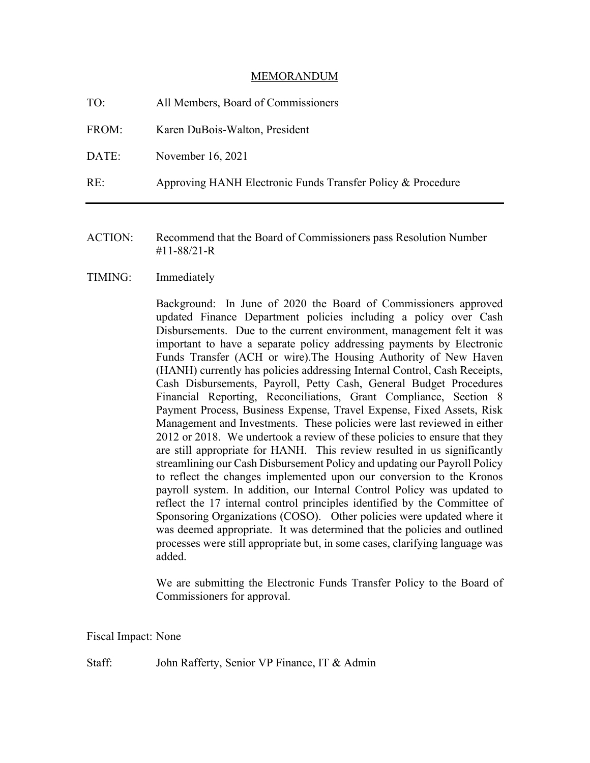MEMORANDUM

TO: All Members, Board of Commissioners

FROM: Karen DuBois-Walton, President

DATE: November 16, 2021

RE: Approving HANH Electronic Funds Transfer Policy & Procedure

---

ACTION: Recommend that the Board of Commissioners pass Resolution Number #11-88/21-R

TIMING: Immediately

Background: In June of 2020 the Board of Commissioners approved updated Finance Department policies including a policy over Cash Disbursements. Due to the current environment, management felt it was important to have a separate policy addressing payments by Electronic Funds Transfer (ACH or wire).The Housing Authority of New Haven (HANH) currently has policies addressing Internal Control, Cash Receipts, Cash Disbursements, Payroll, Petty Cash, General Budget Procedures Financial Reporting, Reconciliations, Grant Compliance, Section 8 Payment Process, Business Expense, Travel Expense, Fixed Assets, Risk Management and Investments. These policies were last reviewed in either 2012 or 2018. We undertook a review of these policies to ensure that they are still appropriate for HANH. This review resulted in us significantly streamlining our Cash Disbursement Policy and updating our Payroll Policy to reflect the changes implemented upon our conversion to the Kronos payroll system. In addition, our Internal Control Policy was updated to reflect the 17 internal control principles identified by the Committee of Sponsoring Organizations (COSO). Other policies were updated where it was deemed appropriate. It was determined that the policies and outlined processes were still appropriate but, in some cases, clarifying language was added.

We are submitting the Electronic Funds Transfer Policy to the Board of Commissioners for approval.

Fiscal Impact: None

Staff: John Rafferty, Senior VP Finance, IT & Admin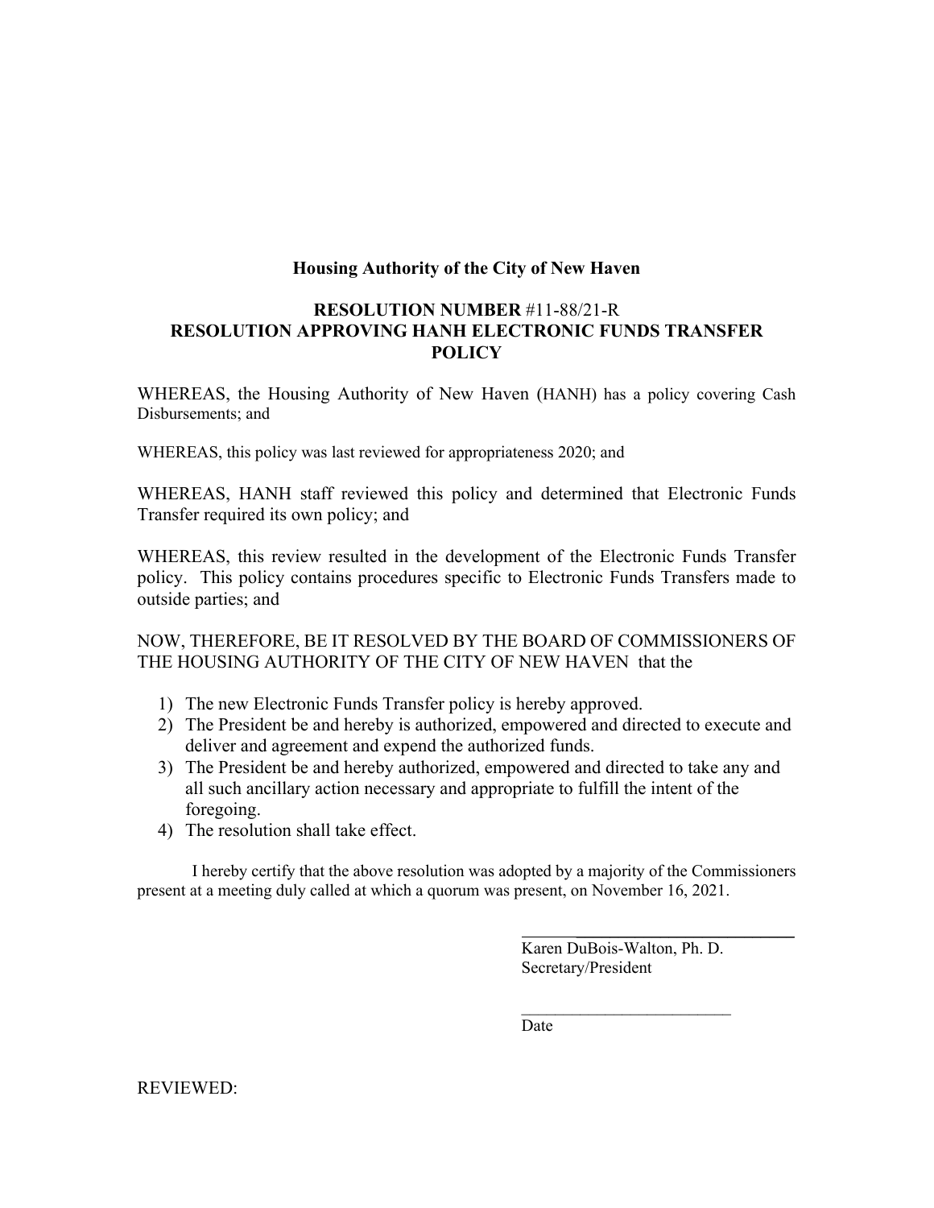**Housing Authority of the City of New Haven**

**RESOLUTION NUMBER** #11-88/21-R
**RESOLUTION APPROVING HANH ELECTRONIC FUNDS TRANSFER POLICY**

WHEREAS, the Housing Authority of New Haven (HANH) has a policy covering Cash Disbursements; and

WHEREAS, this policy was last reviewed for appropriateness 2020; and

WHEREAS, HANH staff reviewed this policy and determined that Electronic Funds Transfer required its own policy; and

WHEREAS, this review resulted in the development of the Electronic Funds Transfer policy. This policy contains procedures specific to Electronic Funds Transfers made to outside parties; and

NOW, THEREFORE, BE IT RESOLVED BY THE BOARD OF COMMISSIONERS OF THE HOUSING AUTHORITY OF THE CITY OF NEW HAVEN that the

1) The new Electronic Funds Transfer policy is hereby approved.
2) The President be and hereby is authorized, empowered and directed to execute and deliver and agreement and expend the authorized funds.
3) The President be and hereby authorized, empowered and directed to take any and all such ancillary action necessary and appropriate to fulfill the intent of the foregoing.
4) The resolution shall take effect.

I hereby certify that the above resolution was adopted by a majority of the Commissioners present at a meeting duly called at which a quorum was present, on November 16, 2021.

\_\_\_\_\_\_\_\_\_\_\_\_\_\_\_\_\_\_\_\_\_\_\_\_\_\_\_\_
Karen DuBois-Walton, Ph. D.
Secretary/President

\_\_\_\_\_\_\_\_\_\_\_\_\_\_\_\_\_\_\_\_\_\_\_\_\_\_\_\_
Date

REVIEWED: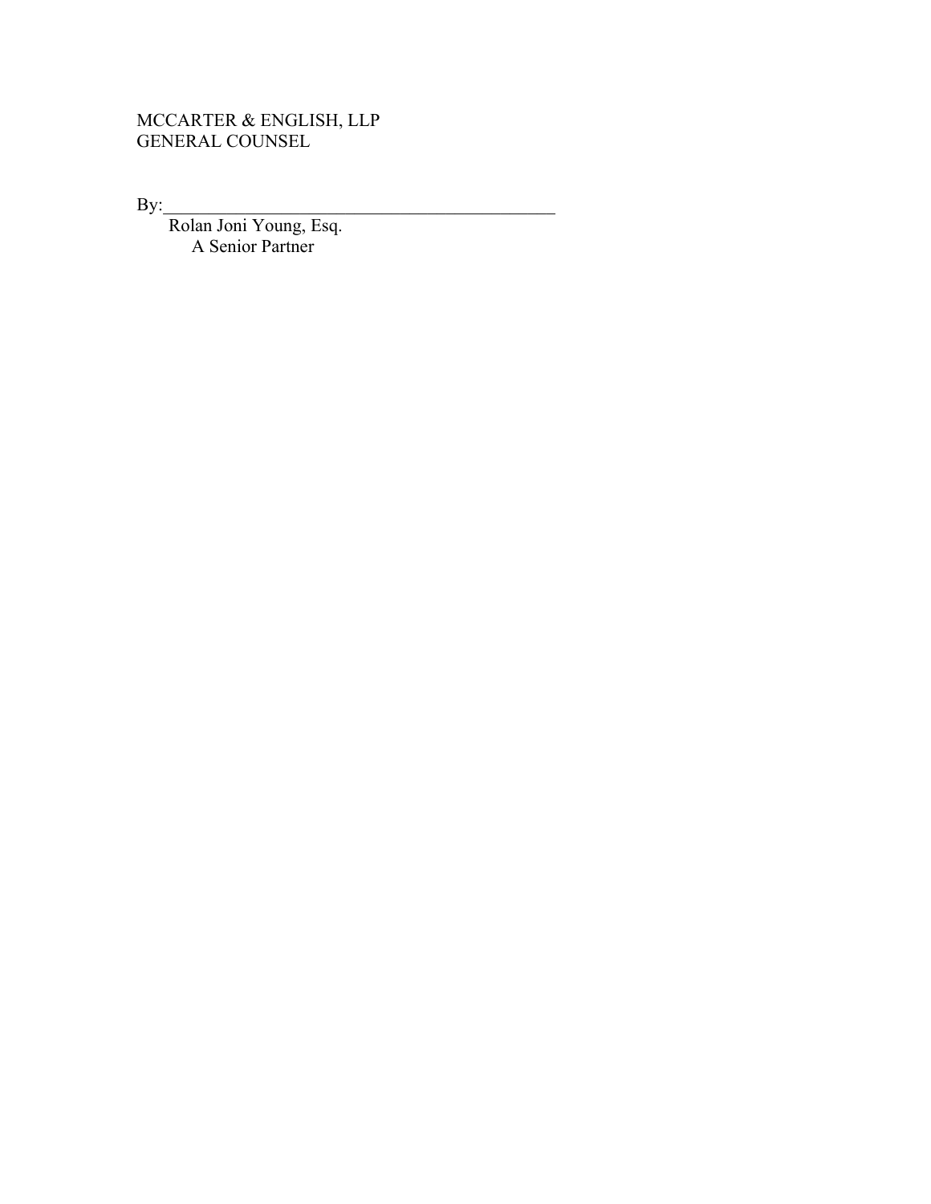MCCARTER & ENGLISH, LLP
GENERAL COUNSEL

By:\_\_\_\_\_\_\_\_\_\_\_\_\_\_\_\_\_\_\_\_\_\_\_\_\_\_\_\_\_\_\_\_\_\_\_\_\_\_\_\_\_\_\_\_

Rolan Joni Young, Esq.
A Senior Partner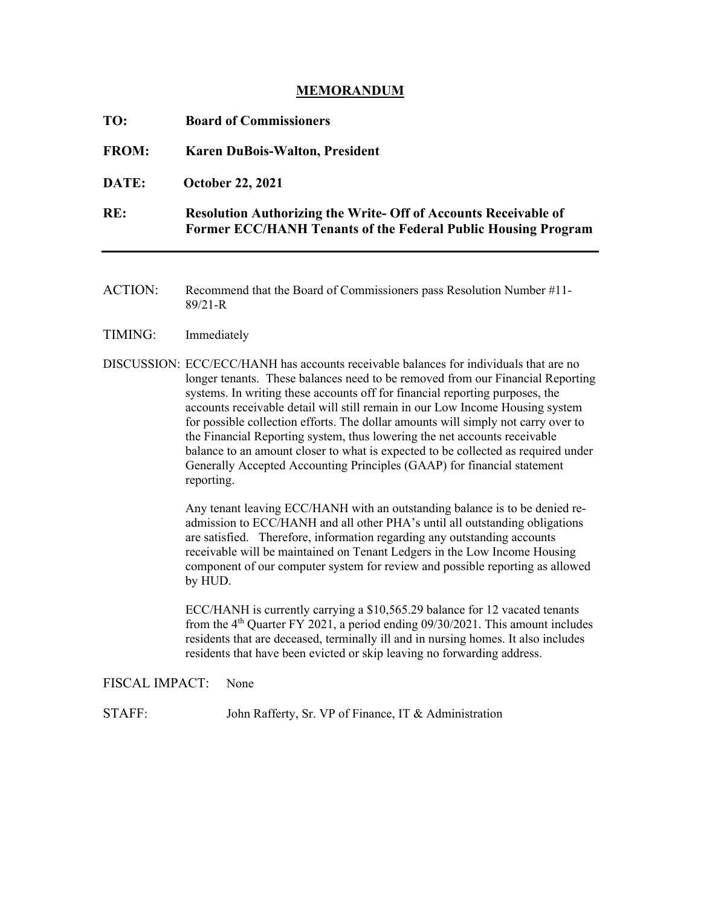# MEMORANDUM

**TO:** **Board of Commissioners**

**FROM:** **Karen DuBois-Walton, President**

**DATE:** **October 22, 2021**

**RE:** **Resolution Authorizing the Write- Off of Accounts Receivable of Former ECC/HANH Tenants of the Federal Public Housing Program**

---

ACTION: Recommend that the Board of Commissioners pass Resolution Number #11-89/21-R

TIMING: Immediately

DISCUSSION: ECC/ECC/HANH has accounts receivable balances for individuals that are no longer tenants. These balances need to be removed from our Financial Reporting systems. In writing these accounts off for financial reporting purposes, the accounts receivable detail will still remain in our Low Income Housing system for possible collection efforts. The dollar amounts will simply not carry over to the Financial Reporting system, thus lowering the net accounts receivable balance to an amount closer to what is expected to be collected as required under Generally Accepted Accounting Principles (GAAP) for financial statement reporting.

Any tenant leaving ECC/HANH with an outstanding balance is to be denied re-admission to ECC/HANH and all other PHA's until all outstanding obligations are satisfied. Therefore, information regarding any outstanding accounts receivable will be maintained on Tenant Ledgers in the Low Income Housing component of our computer system for review and possible reporting as allowed by HUD.

ECC/HANH is currently carrying a $10,565.29 balance for 12 vacated tenants from the 4th Quarter FY 2021, a period ending 09/30/2021. This amount includes residents that are deceased, terminally ill and in nursing homes. It also includes residents that have been evicted or skip leaving no forwarding address.

FISCAL IMPACT: None

STAFF: John Rafferty, Sr. VP of Finance, IT & Administration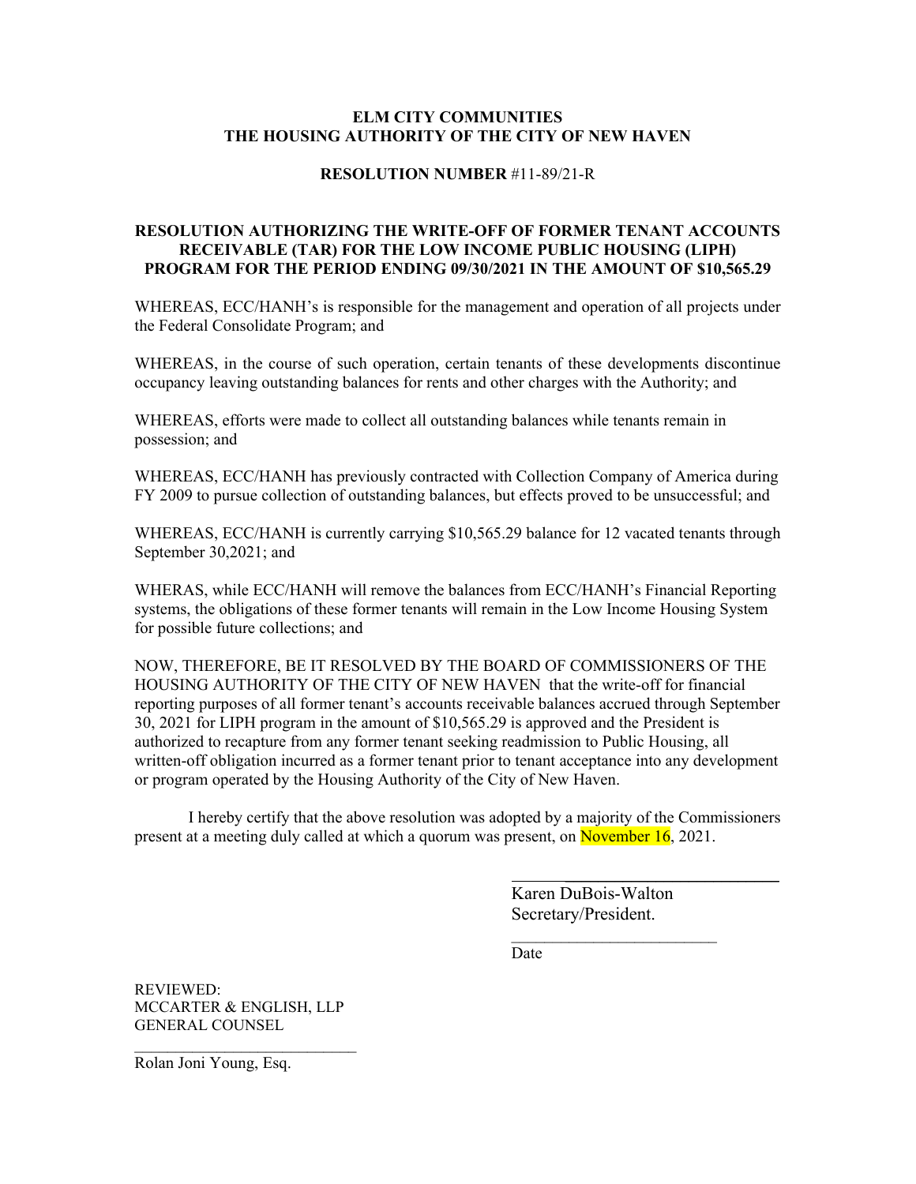**ELM CITY COMMUNITIES**
**THE HOUSING AUTHORITY OF THE CITY OF NEW HAVEN**

**RESOLUTION NUMBER** #11-89/21-R

**RESOLUTION AUTHORIZING THE WRITE-OFF OF FORMER TENANT ACCOUNTS RECEIVABLE (TAR) FOR THE LOW INCOME PUBLIC HOUSING (LIPH) PROGRAM FOR THE PERIOD ENDING 09/30/2021 IN THE AMOUNT OF $10,565.29**

WHEREAS, ECC/HANH's is responsible for the management and operation of all projects under the Federal Consolidate Program; and

WHEREAS, in the course of such operation, certain tenants of these developments discontinue occupancy leaving outstanding balances for rents and other charges with the Authority; and

WHEREAS, efforts were made to collect all outstanding balances while tenants remain in possession; and

WHEREAS, ECC/HANH has previously contracted with Collection Company of America during FY 2009 to pursue collection of outstanding balances, but effects proved to be unsuccessful; and

WHEREAS, ECC/HANH is currently carrying $10,565.29 balance for 12 vacated tenants through September 30,2021; and

WHERAS, while ECC/HANH will remove the balances from ECC/HANH's Financial Reporting systems, the obligations of these former tenants will remain in the Low Income Housing System for possible future collections; and

NOW, THEREFORE, BE IT RESOLVED BY THE BOARD OF COMMISSIONERS OF THE HOUSING AUTHORITY OF THE CITY OF NEW HAVEN that the write-off for financial reporting purposes of all former tenant's accounts receivable balances accrued through September 30, 2021 for LIPH program in the amount of $10,565.29 is approved and the President is authorized to recapture from any former tenant seeking readmission to Public Housing, all written-off obligation incurred as a former tenant prior to tenant acceptance into any development or program operated by the Housing Authority of the City of New Haven.

I hereby certify that the above resolution was adopted by a majority of the Commissioners present at a meeting duly called at which a quorum was present, on November 16, 2021.

Karen DuBois-Walton
Secretary/President.

Date

REVIEWED:
MCCARTER & ENGLISH, LLP
GENERAL COUNSEL

Rolan Joni Young, Esq.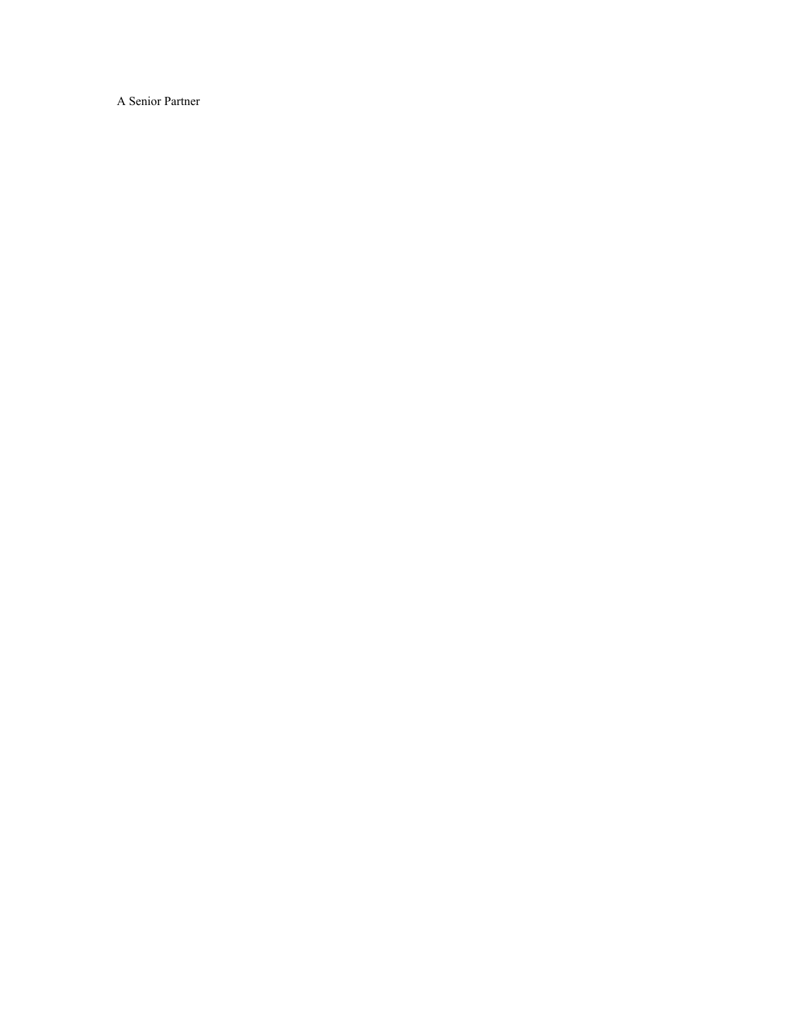A Senior Partner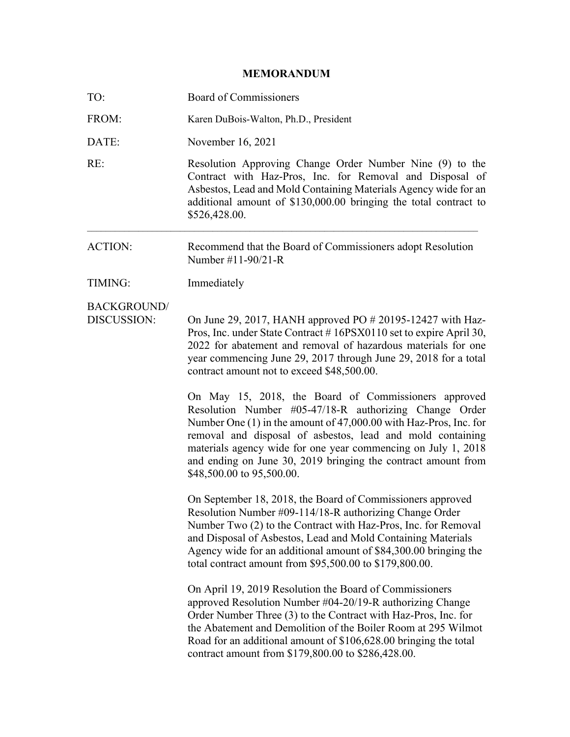# MEMORANDUM

| | |
|---|---|
| TO: | Board of Commissioners |
| FROM: | Karen DuBois-Walton, Ph.D., President |
| DATE: | November 16, 2021 |
| RE: | Resolution Approving Change Order Number Nine (9) to the Contract with Haz-Pros, Inc. for Removal and Disposal of Asbestos, Lead and Mold Containing Materials Agency wide for an additional amount of $130,000.00 bringing the total contract to $526,428.00. |

---

| | |
|---|---|
| ACTION: | Recommend that the Board of Commissioners adopt Resolution Number #11-90/21-R |
| TIMING: | Immediately |

BACKGROUND/
DISCUSSION:

On June 29, 2017, HANH approved PO # 20195-12427 with Haz-Pros, Inc. under State Contract # 16PSX0110 set to expire April 30, 2022 for abatement and removal of hazardous materials for one year commencing June 29, 2017 through June 29, 2018 for a total contract amount not to exceed $48,500.00.

On May 15, 2018, the Board of Commissioners approved Resolution Number #05-47/18-R authorizing Change Order Number One (1) in the amount of 47,000.00 with Haz-Pros, Inc. for removal and disposal of asbestos, lead and mold containing materials agency wide for one year commencing on July 1, 2018 and ending on June 30, 2019 bringing the contract amount from $48,500.00 to 95,500.00.

On September 18, 2018, the Board of Commissioners approved Resolution Number #09-114/18-R authorizing Change Order Number Two (2) to the Contract with Haz-Pros, Inc. for Removal and Disposal of Asbestos, Lead and Mold Containing Materials Agency wide for an additional amount of $84,300.00 bringing the total contract amount from $95,500.00 to $179,800.00.

On April 19, 2019 Resolution the Board of Commissioners approved Resolution Number #04-20/19-R authorizing Change Order Number Three (3) to the Contract with Haz-Pros, Inc. for the Abatement and Demolition of the Boiler Room at 295 Wilmot Road for an additional amount of $106,628.00 bringing the total contract amount from $179,800.00 to $286,428.00.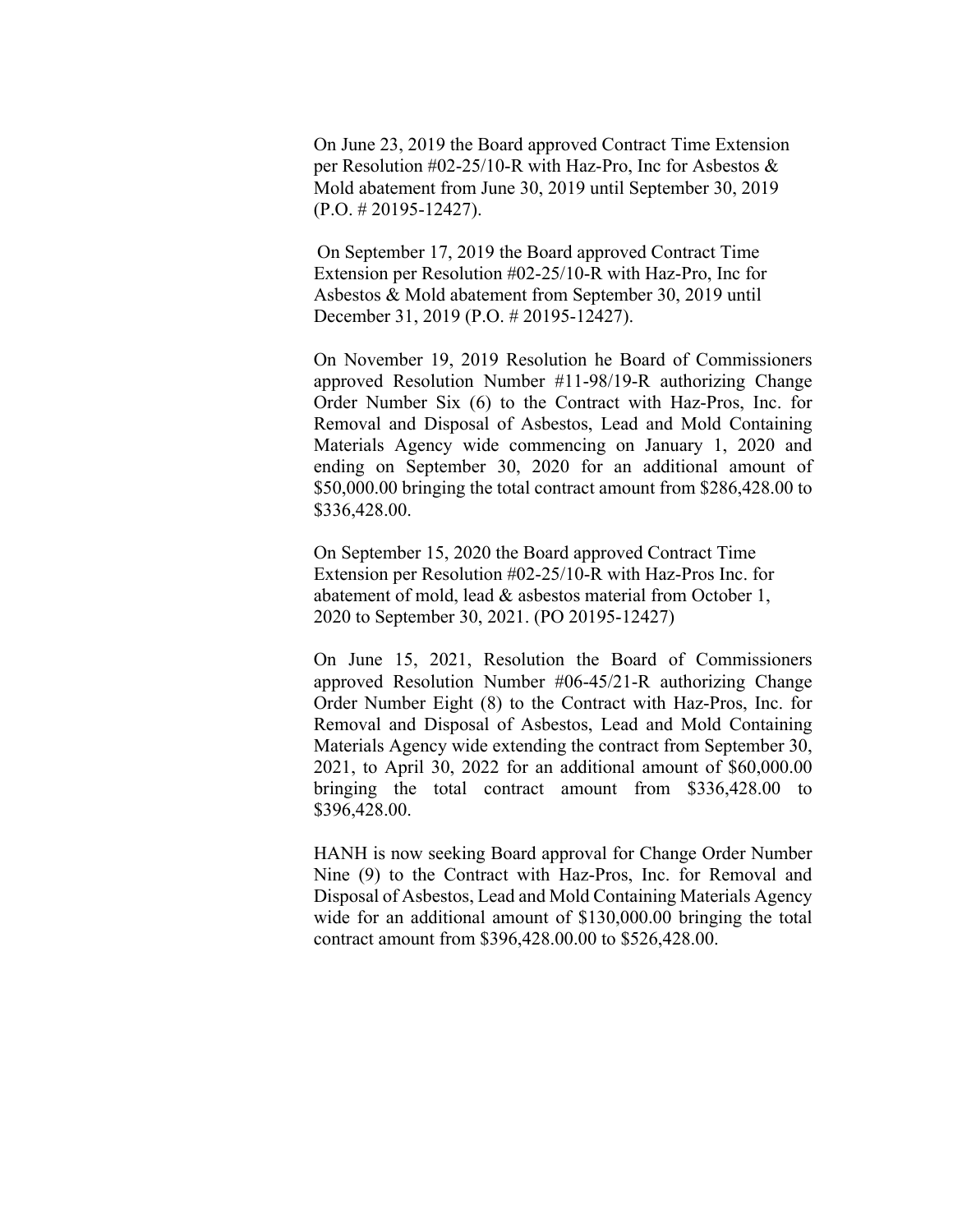On June 23, 2019 the Board approved Contract Time Extension per Resolution #02-25/10-R with Haz-Pro, Inc for Asbestos & Mold abatement from June 30, 2019 until September 30, 2019 (P.O. # 20195-12427).

On September 17, 2019 the Board approved Contract Time Extension per Resolution #02-25/10-R with Haz-Pro, Inc for Asbestos & Mold abatement from September 30, 2019 until December 31, 2019 (P.O. # 20195-12427).

On November 19, 2019 Resolution he Board of Commissioners approved Resolution Number #11-98/19-R authorizing Change Order Number Six (6) to the Contract with Haz-Pros, Inc. for Removal and Disposal of Asbestos, Lead and Mold Containing Materials Agency wide commencing on January 1, 2020 and ending on September 30, 2020 for an additional amount of $50,000.00 bringing the total contract amount from $286,428.00 to $336,428.00.

On September 15, 2020 the Board approved Contract Time Extension per Resolution #02-25/10-R with Haz-Pros Inc. for abatement of mold, lead & asbestos material from October 1, 2020 to September 30, 2021. (PO 20195-12427)

On June 15, 2021, Resolution the Board of Commissioners approved Resolution Number #06-45/21-R authorizing Change Order Number Eight (8) to the Contract with Haz-Pros, Inc. for Removal and Disposal of Asbestos, Lead and Mold Containing Materials Agency wide extending the contract from September 30, 2021, to April 30, 2022 for an additional amount of $60,000.00 bringing the total contract amount from $336,428.00 to $396,428.00.

HANH is now seeking Board approval for Change Order Number Nine (9) to the Contract with Haz-Pros, Inc. for Removal and Disposal of Asbestos, Lead and Mold Containing Materials Agency wide for an additional amount of $130,000.00 bringing the total contract amount from $396,428.00.00 to $526,428.00.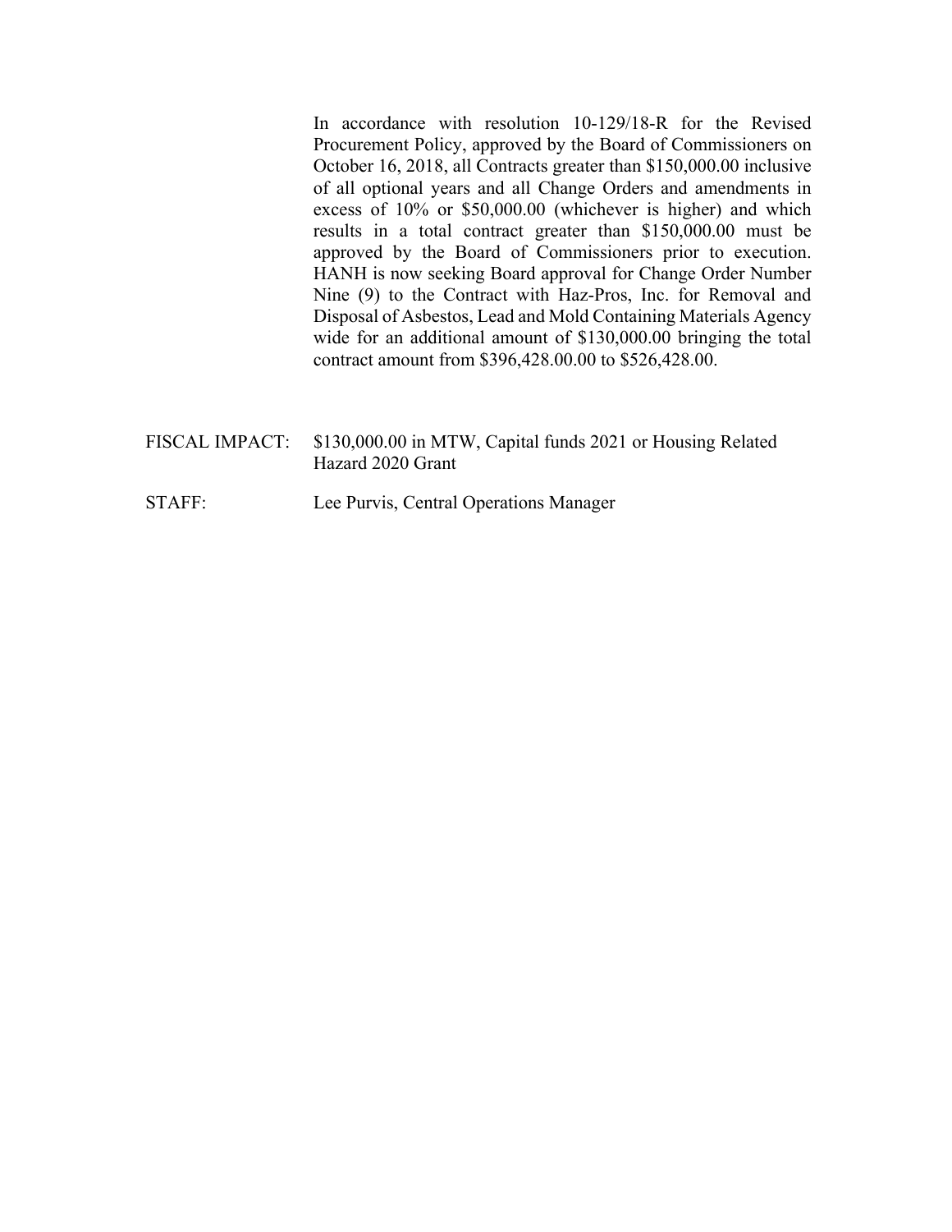In accordance with resolution 10-129/18-R for the Revised Procurement Policy, approved by the Board of Commissioners on October 16, 2018, all Contracts greater than $150,000.00 inclusive of all optional years and all Change Orders and amendments in excess of 10% or $50,000.00 (whichever is higher) and which results in a total contract greater than $150,000.00 must be approved by the Board of Commissioners prior to execution. HANH is now seeking Board approval for Change Order Number Nine (9) to the Contract with Haz-Pros, Inc. for Removal and Disposal of Asbestos, Lead and Mold Containing Materials Agency wide for an additional amount of $130,000.00 bringing the total contract amount from $396,428.00.00 to $526,428.00.

FISCAL IMPACT: $130,000.00 in MTW, Capital funds 2021 or Housing Related Hazard 2020 Grant

STAFF: Lee Purvis, Central Operations Manager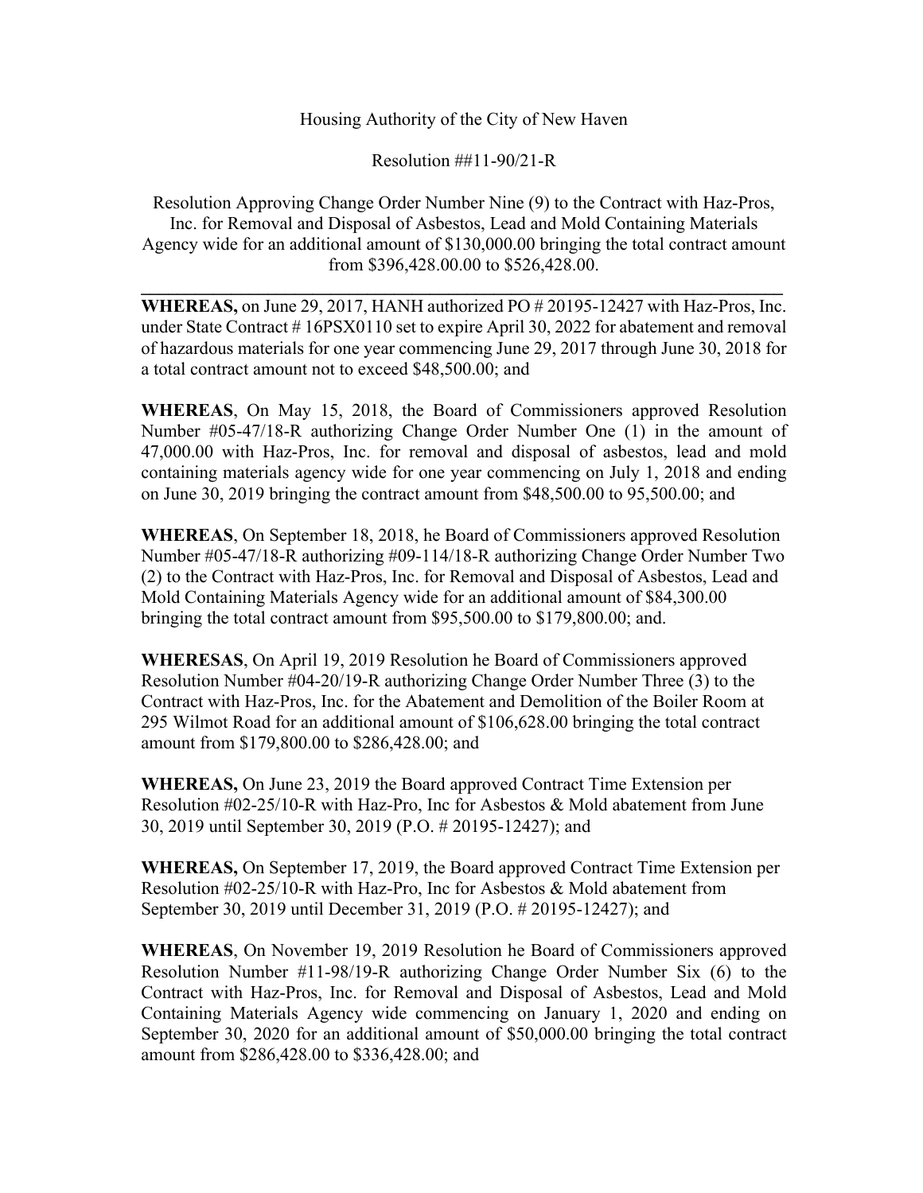Housing Authority of the City of New Haven

Resolution ##11-90/21-R

Resolution Approving Change Order Number Nine (9) to the Contract with Haz-Pros, Inc. for Removal and Disposal of Asbestos, Lead and Mold Containing Materials Agency wide for an additional amount of $130,000.00 bringing the total contract amount from $396,428.00.00 to $526,428.00.

---

**WHEREAS,** on June 29, 2017, HANH authorized PO # 20195-12427 with Haz-Pros, Inc. under State Contract # 16PSX0110 set to expire April 30, 2022 for abatement and removal of hazardous materials for one year commencing June 29, 2017 through June 30, 2018 for a total contract amount not to exceed $48,500.00; and

**WHEREAS**, On May 15, 2018, the Board of Commissioners approved Resolution Number #05-47/18-R authorizing Change Order Number One (1) in the amount of 47,000.00 with Haz-Pros, Inc. for removal and disposal of asbestos, lead and mold containing materials agency wide for one year commencing on July 1, 2018 and ending on June 30, 2019 bringing the contract amount from $48,500.00 to 95,500.00; and

**WHEREAS**, On September 18, 2018, he Board of Commissioners approved Resolution Number #05-47/18-R authorizing #09-114/18-R authorizing Change Order Number Two (2) to the Contract with Haz-Pros, Inc. for Removal and Disposal of Asbestos, Lead and Mold Containing Materials Agency wide for an additional amount of $84,300.00 bringing the total contract amount from $95,500.00 to $179,800.00; and.

**WHERESAS**, On April 19, 2019 Resolution he Board of Commissioners approved Resolution Number #04-20/19-R authorizing Change Order Number Three (3) to the Contract with Haz-Pros, Inc. for the Abatement and Demolition of the Boiler Room at 295 Wilmot Road for an additional amount of $106,628.00 bringing the total contract amount from $179,800.00 to $286,428.00; and

**WHEREAS,** On June 23, 2019 the Board approved Contract Time Extension per Resolution #02-25/10-R with Haz-Pro, Inc for Asbestos & Mold abatement from June 30, 2019 until September 30, 2019 (P.O. # 20195-12427); and

**WHEREAS,** On September 17, 2019, the Board approved Contract Time Extension per Resolution #02-25/10-R with Haz-Pro, Inc for Asbestos & Mold abatement from September 30, 2019 until December 31, 2019 (P.O. # 20195-12427); and

**WHEREAS**, On November 19, 2019 Resolution he Board of Commissioners approved Resolution Number #11-98/19-R authorizing Change Order Number Six (6) to the Contract with Haz-Pros, Inc. for Removal and Disposal of Asbestos, Lead and Mold Containing Materials Agency wide commencing on January 1, 2020 and ending on September 30, 2020 for an additional amount of $50,000.00 bringing the total contract amount from $286,428.00 to $336,428.00; and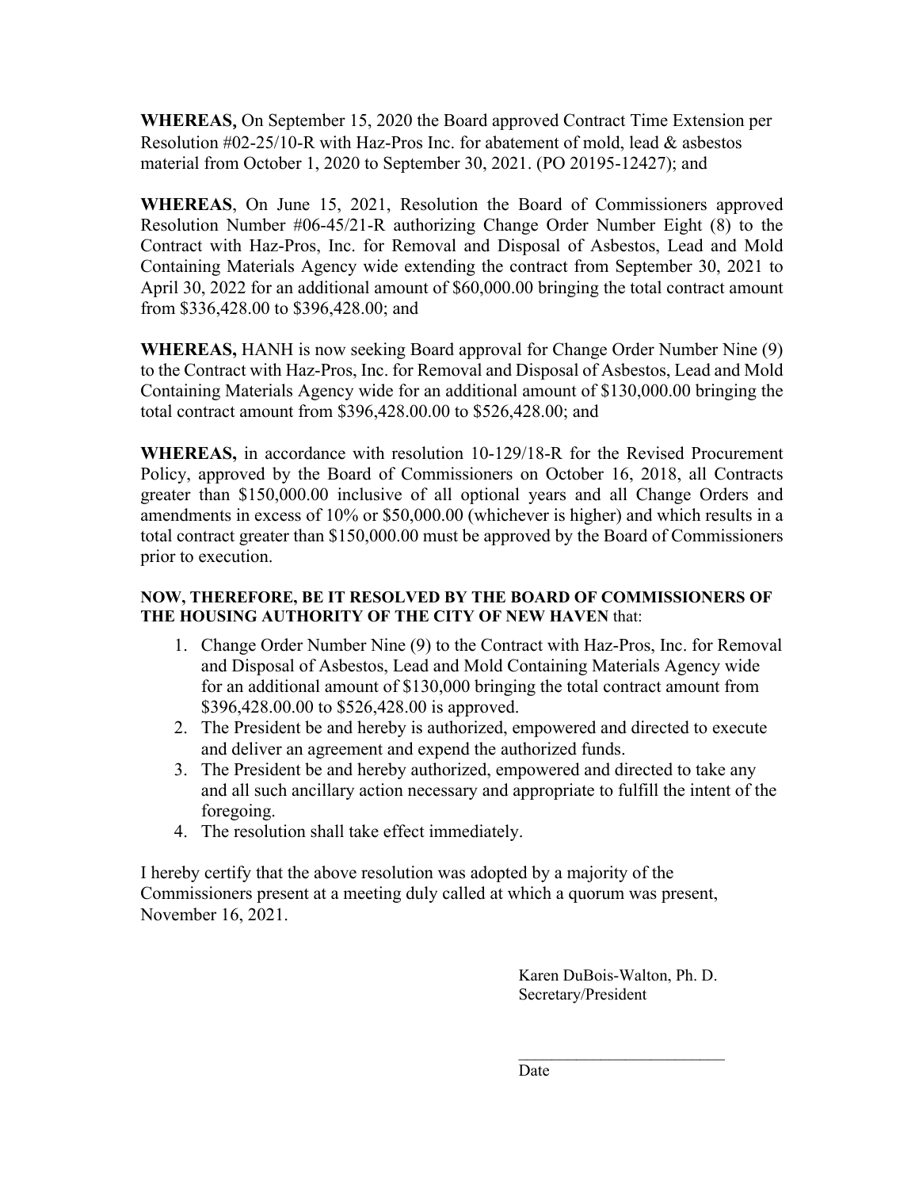**WHEREAS,** On September 15, 2020 the Board approved Contract Time Extension per Resolution #02-25/10-R with Haz-Pros Inc. for abatement of mold, lead & asbestos material from October 1, 2020 to September 30, 2021. (PO 20195-12427); and

**WHEREAS**, On June 15, 2021, Resolution the Board of Commissioners approved Resolution Number #06-45/21-R authorizing Change Order Number Eight (8) to the Contract with Haz-Pros, Inc. for Removal and Disposal of Asbestos, Lead and Mold Containing Materials Agency wide extending the contract from September 30, 2021 to April 30, 2022 for an additional amount of $60,000.00 bringing the total contract amount from $336,428.00 to $396,428.00; and

**WHEREAS,** HANH is now seeking Board approval for Change Order Number Nine (9) to the Contract with Haz-Pros, Inc. for Removal and Disposal of Asbestos, Lead and Mold Containing Materials Agency wide for an additional amount of $130,000.00 bringing the total contract amount from $396,428.00.00 to $526,428.00; and

**WHEREAS,** in accordance with resolution 10-129/18-R for the Revised Procurement Policy, approved by the Board of Commissioners on October 16, 2018, all Contracts greater than $150,000.00 inclusive of all optional years and all Change Orders and amendments in excess of 10% or $50,000.00 (whichever is higher) and which results in a total contract greater than $150,000.00 must be approved by the Board of Commissioners prior to execution.

**NOW, THEREFORE, BE IT RESOLVED BY THE BOARD OF COMMISSIONERS OF THE HOUSING AUTHORITY OF THE CITY OF NEW HAVEN** that:

1. Change Order Number Nine (9) to the Contract with Haz-Pros, Inc. for Removal and Disposal of Asbestos, Lead and Mold Containing Materials Agency wide for an additional amount of $130,000 bringing the total contract amount from $396,428.00.00 to $526,428.00 is approved.
2. The President be and hereby is authorized, empowered and directed to execute and deliver an agreement and expend the authorized funds.
3. The President be and hereby authorized, empowered and directed to take any and all such ancillary action necessary and appropriate to fulfill the intent of the foregoing.
4. The resolution shall take effect immediately.

I hereby certify that the above resolution was adopted by a majority of the Commissioners present at a meeting duly called at which a quorum was present, November 16, 2021.

Karen DuBois-Walton, Ph. D.
Secretary/President

\_\_\_\_\_\_\_\_\_\_\_\_\_\_\_\_\_\_\_\_\_\_\_\_\_\_
Date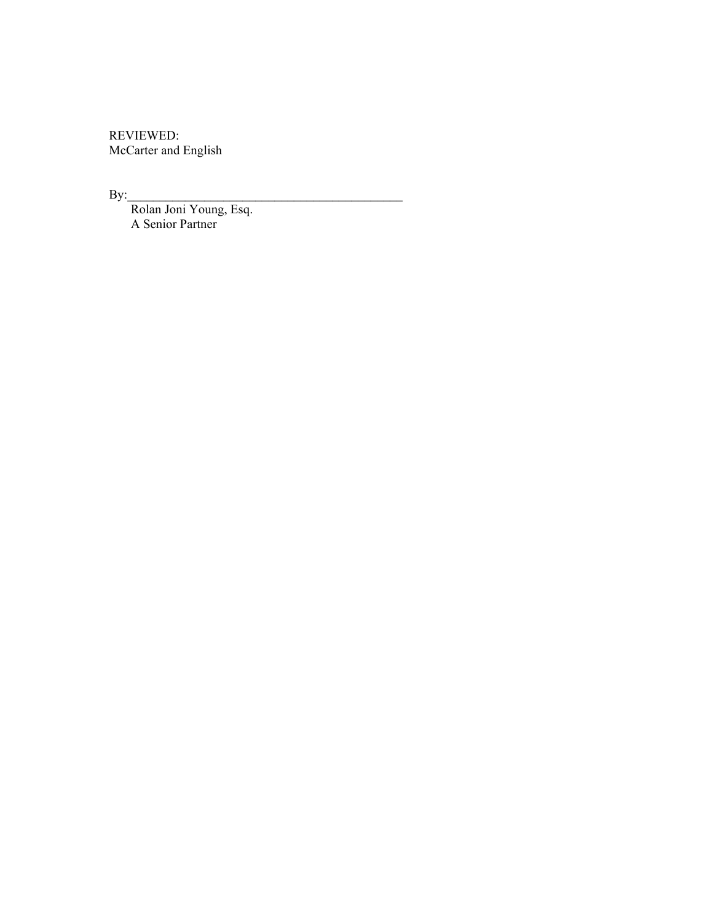REVIEWED:
McCarter and English

By:_____________________________________________
    Rolan Joni Young, Esq.
    A Senior Partner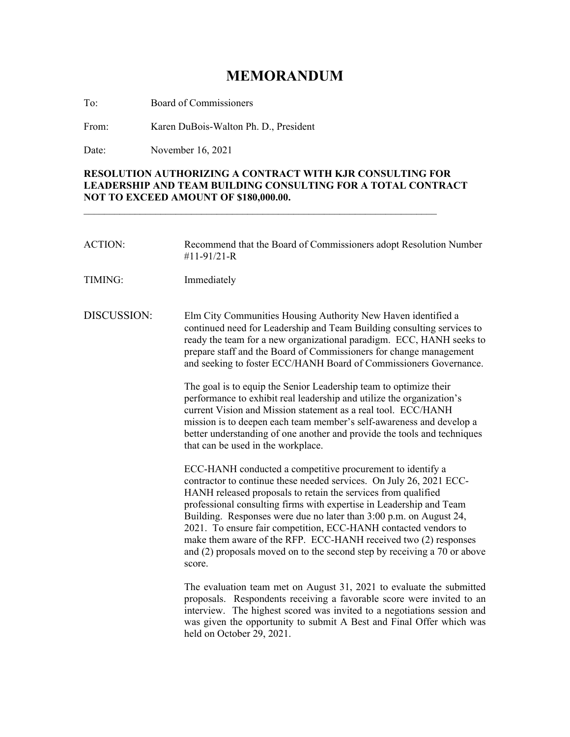# MEMORANDUM

To: Board of Commissioners

From: Karen DuBois-Walton Ph. D., President

Date: November 16, 2021

**RESOLUTION AUTHORIZING A CONTRACT WITH KJR CONSULTING FOR LEADERSHIP AND TEAM BUILDING CONSULTING FOR A TOTAL CONTRACT NOT TO EXCEED AMOUNT OF $180,000.00.**

---

ACTION: Recommend that the Board of Commissioners adopt Resolution Number #11-91/21-R

TIMING: Immediately

DISCUSSION: Elm City Communities Housing Authority New Haven identified a continued need for Leadership and Team Building consulting services to ready the team for a new organizational paradigm. ECC, HANH seeks to prepare staff and the Board of Commissioners for change management and seeking to foster ECC/HANH Board of Commissioners Governance.

The goal is to equip the Senior Leadership team to optimize their performance to exhibit real leadership and utilize the organization's current Vision and Mission statement as a real tool. ECC/HANH mission is to deepen each team member's self-awareness and develop a better understanding of one another and provide the tools and techniques that can be used in the workplace.

ECC-HANH conducted a competitive procurement to identify a contractor to continue these needed services. On July 26, 2021 ECC-HANH released proposals to retain the services from qualified professional consulting firms with expertise in Leadership and Team Building. Responses were due no later than 3:00 p.m. on August 24, 2021. To ensure fair competition, ECC-HANH contacted vendors to make them aware of the RFP. ECC-HANH received two (2) responses and (2) proposals moved on to the second step by receiving a 70 or above score.

The evaluation team met on August 31, 2021 to evaluate the submitted proposals. Respondents receiving a favorable score were invited to an interview. The highest scored was invited to a negotiations session and was given the opportunity to submit A Best and Final Offer which was held on October 29, 2021.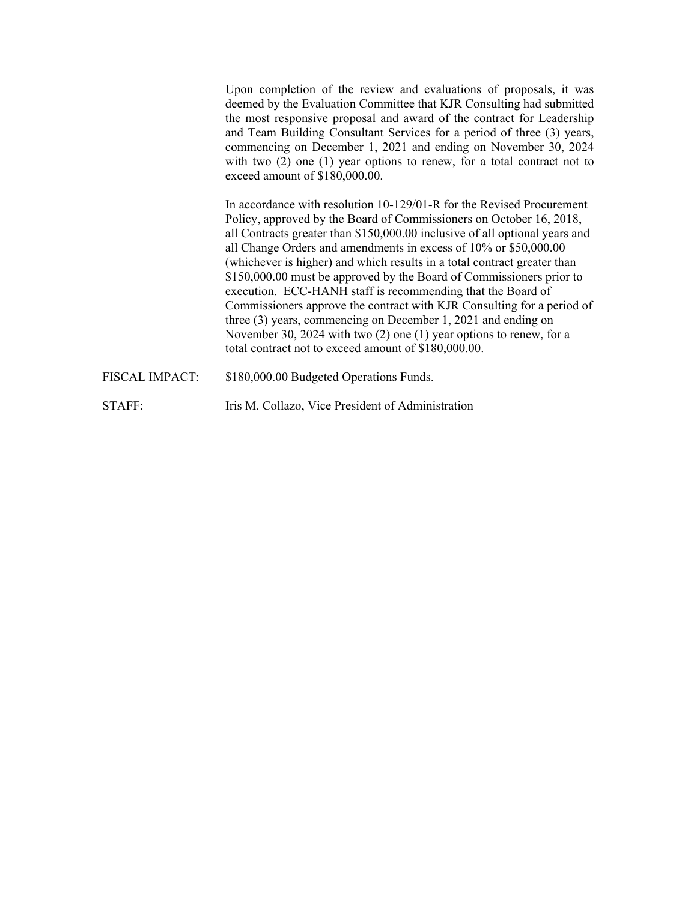Upon completion of the review and evaluations of proposals, it was deemed by the Evaluation Committee that KJR Consulting had submitted the most responsive proposal and award of the contract for Leadership and Team Building Consultant Services for a period of three (3) years, commencing on December 1, 2021 and ending on November 30, 2024 with two (2) one (1) year options to renew, for a total contract not to exceed amount of $180,000.00.

In accordance with resolution 10-129/01-R for the Revised Procurement Policy, approved by the Board of Commissioners on October 16, 2018, all Contracts greater than $150,000.00 inclusive of all optional years and all Change Orders and amendments in excess of 10% or $50,000.00 (whichever is higher) and which results in a total contract greater than $150,000.00 must be approved by the Board of Commissioners prior to execution. ECC-HANH staff is recommending that the Board of Commissioners approve the contract with KJR Consulting for a period of three (3) years, commencing on December 1, 2021 and ending on November 30, 2024 with two (2) one (1) year options to renew, for a total contract not to exceed amount of $180,000.00.

FISCAL IMPACT: $180,000.00 Budgeted Operations Funds.

STAFF: Iris M. Collazo, Vice President of Administration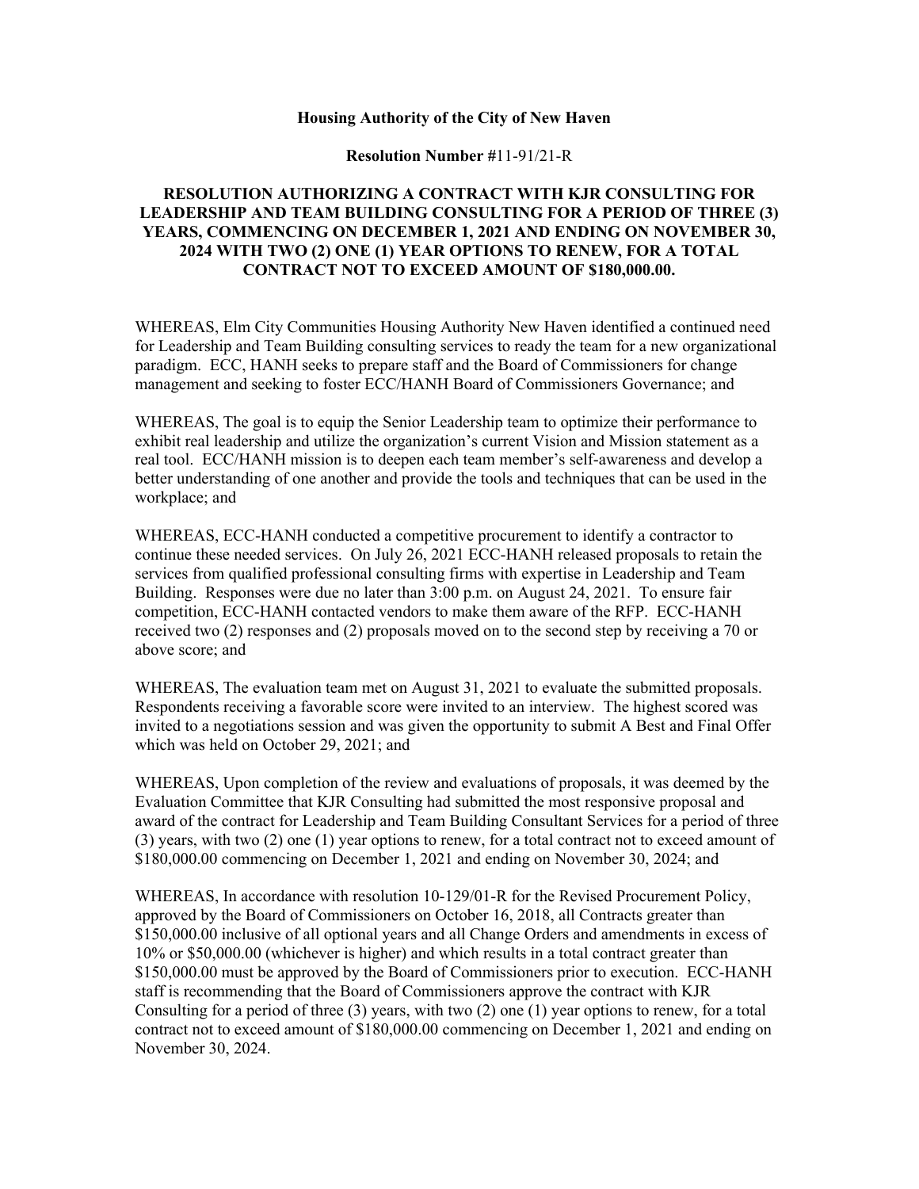**Housing Authority of the City of New Haven**

**Resolution Number #**11-91/21-R

**RESOLUTION AUTHORIZING A CONTRACT WITH KJR CONSULTING FOR LEADERSHIP AND TEAM BUILDING CONSULTING FOR A PERIOD OF THREE (3) YEARS, COMMENCING ON DECEMBER 1, 2021 AND ENDING ON NOVEMBER 30, 2024 WITH TWO (2) ONE (1) YEAR OPTIONS TO RENEW, FOR A TOTAL CONTRACT NOT TO EXCEED AMOUNT OF $180,000.00.**

WHEREAS, Elm City Communities Housing Authority New Haven identified a continued need for Leadership and Team Building consulting services to ready the team for a new organizational paradigm. ECC, HANH seeks to prepare staff and the Board of Commissioners for change management and seeking to foster ECC/HANH Board of Commissioners Governance; and

WHEREAS, The goal is to equip the Senior Leadership team to optimize their performance to exhibit real leadership and utilize the organization's current Vision and Mission statement as a real tool. ECC/HANH mission is to deepen each team member's self-awareness and develop a better understanding of one another and provide the tools and techniques that can be used in the workplace; and

WHEREAS, ECC-HANH conducted a competitive procurement to identify a contractor to continue these needed services. On July 26, 2021 ECC-HANH released proposals to retain the services from qualified professional consulting firms with expertise in Leadership and Team Building. Responses were due no later than 3:00 p.m. on August 24, 2021. To ensure fair competition, ECC-HANH contacted vendors to make them aware of the RFP. ECC-HANH received two (2) responses and (2) proposals moved on to the second step by receiving a 70 or above score; and

WHEREAS, The evaluation team met on August 31, 2021 to evaluate the submitted proposals. Respondents receiving a favorable score were invited to an interview. The highest scored was invited to a negotiations session and was given the opportunity to submit A Best and Final Offer which was held on October 29, 2021; and

WHEREAS, Upon completion of the review and evaluations of proposals, it was deemed by the Evaluation Committee that KJR Consulting had submitted the most responsive proposal and award of the contract for Leadership and Team Building Consultant Services for a period of three (3) years, with two (2) one (1) year options to renew, for a total contract not to exceed amount of $180,000.00 commencing on December 1, 2021 and ending on November 30, 2024; and

WHEREAS, In accordance with resolution 10-129/01-R for the Revised Procurement Policy, approved by the Board of Commissioners on October 16, 2018, all Contracts greater than $150,000.00 inclusive of all optional years and all Change Orders and amendments in excess of 10% or $50,000.00 (whichever is higher) and which results in a total contract greater than $150,000.00 must be approved by the Board of Commissioners prior to execution. ECC-HANH staff is recommending that the Board of Commissioners approve the contract with KJR Consulting for a period of three (3) years, with two (2) one (1) year options to renew, for a total contract not to exceed amount of $180,000.00 commencing on December 1, 2021 and ending on November 30, 2024.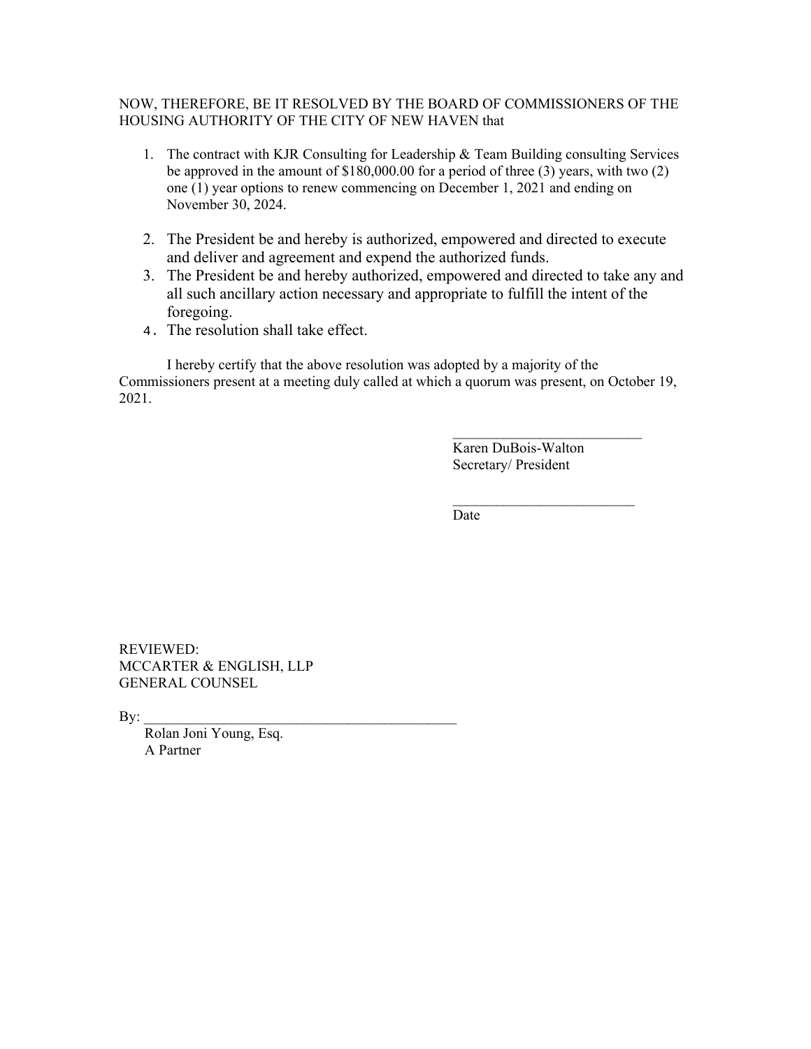NOW, THEREFORE, BE IT RESOLVED BY THE BOARD OF COMMISSIONERS OF THE HOUSING AUTHORITY OF THE CITY OF NEW HAVEN that

1. The contract with KJR Consulting for Leadership & Team Building consulting Services be approved in the amount of $180,000.00 for a period of three (3) years, with two (2) one (1) year options to renew commencing on December 1, 2021 and ending on November 30, 2024.
2. The President be and hereby is authorized, empowered and directed to execute and deliver and agreement and expend the authorized funds.
3. The President be and hereby authorized, empowered and directed to take any and all such ancillary action necessary and appropriate to fulfill the intent of the foregoing.
4. The resolution shall take effect.

I hereby certify that the above resolution was adopted by a majority of the Commissioners present at a meeting duly called at which a quorum was present, on October 19, 2021.

\_\_\_\_\_\_\_\_\_\_\_\_\_\_\_\_\_\_\_\_\_\_\_\_\_\_\_
Karen DuBois-Walton
Secretary/ President

\_\_\_\_\_\_\_\_\_\_\_\_\_\_\_\_\_\_\_\_\_\_\_\_\_\_
Date

REVIEWED:
MCCARTER & ENGLISH, LLP
GENERAL COUNSEL

By: \_\_\_\_\_\_\_\_\_\_\_\_\_\_\_\_\_\_\_\_\_\_\_\_\_\_\_\_\_\_\_\_\_\_\_\_\_\_\_\_\_\_\_\_
Rolan Joni Young, Esq.
A Partner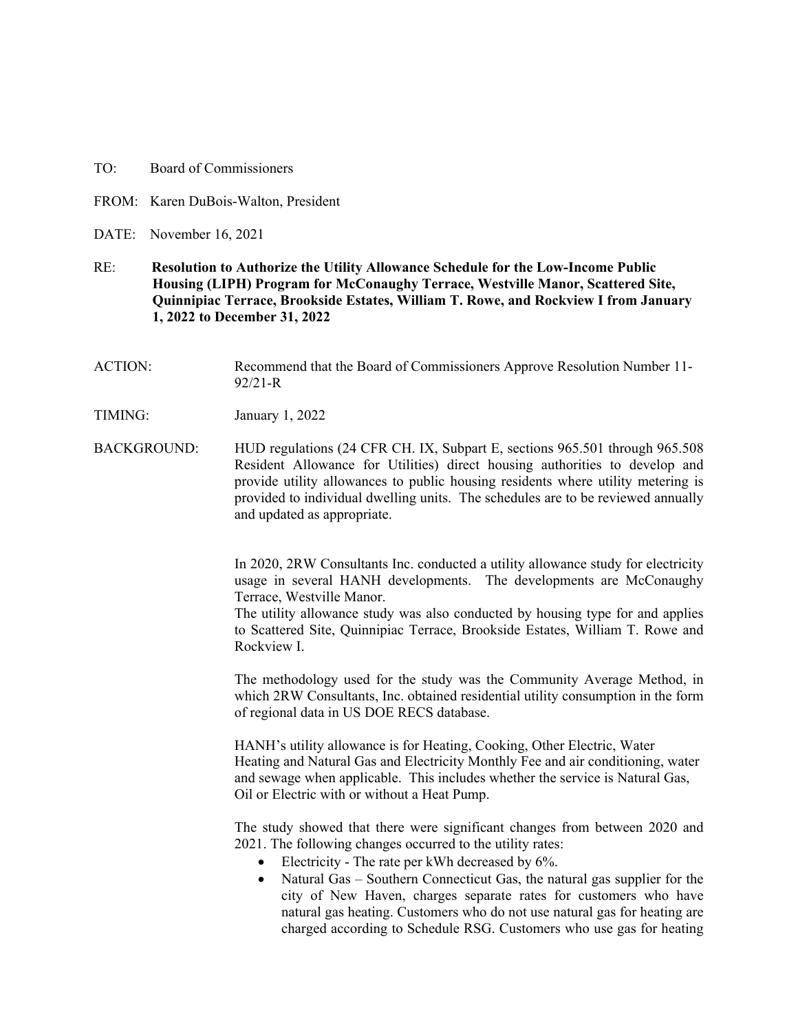TO: Board of Commissioners

FROM: Karen DuBois-Walton, President

DATE: November 16, 2021

RE: **Resolution to Authorize the Utility Allowance Schedule for the Low-Income Public Housing (LIPH) Program for McConaughy Terrace, Westville Manor, Scattered Site, Quinnipiac Terrace, Brookside Estates, William T. Rowe, and Rockview I from January 1, 2022 to December 31, 2022**

ACTION: Recommend that the Board of Commissioners Approve Resolution Number 11-92/21-R

TIMING: January 1, 2022

BACKGROUND: HUD regulations (24 CFR CH. IX, Subpart E, sections 965.501 through 965.508 Resident Allowance for Utilities) direct housing authorities to develop and provide utility allowances to public housing residents where utility metering is provided to individual dwelling units. The schedules are to be reviewed annually and updated as appropriate.

In 2020, 2RW Consultants Inc. conducted a utility allowance study for electricity usage in several HANH developments. The developments are McConaughy Terrace, Westville Manor.
The utility allowance study was also conducted by housing type for and applies to Scattered Site, Quinnipiac Terrace, Brookside Estates, William T. Rowe and Rockview I.

The methodology used for the study was the Community Average Method, in which 2RW Consultants, Inc. obtained residential utility consumption in the form of regional data in US DOE RECS database.

HANH's utility allowance is for Heating, Cooking, Other Electric, Water Heating and Natural Gas and Electricity Monthly Fee and air conditioning, water and sewage when applicable. This includes whether the service is Natural Gas, Oil or Electric with or without a Heat Pump.

The study showed that there were significant changes from between 2020 and 2021. The following changes occurred to the utility rates:

- Electricity - The rate per kWh decreased by 6%.
- Natural Gas – Southern Connecticut Gas, the natural gas supplier for the city of New Haven, charges separate rates for customers who have natural gas heating. Customers who do not use natural gas for heating are charged according to Schedule RSG. Customers who use gas for heating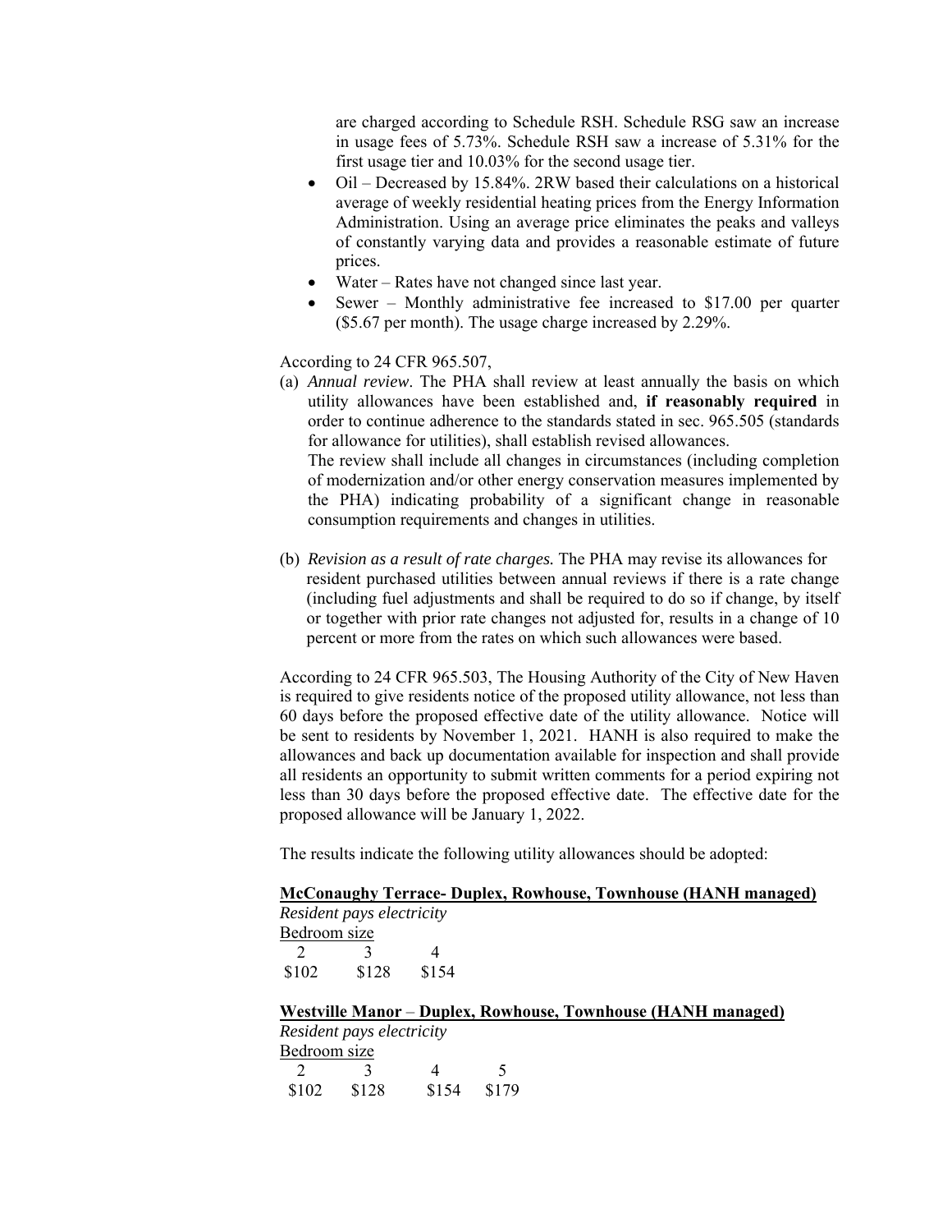are charged according to Schedule RSH. Schedule RSG saw an increase in usage fees of 5.73%. Schedule RSH saw a increase of 5.31% for the first usage tier and 10.03% for the second usage tier.

- Oil – Decreased by 15.84%. 2RW based their calculations on a historical average of weekly residential heating prices from the Energy Information Administration. Using an average price eliminates the peaks and valleys of constantly varying data and provides a reasonable estimate of future prices.
- Water – Rates have not changed since last year.
- Sewer – Monthly administrative fee increased to $17.00 per quarter ($5.67 per month). The usage charge increased by 2.29%.

According to 24 CFR 965.507,

(a) *Annual review*. The PHA shall review at least annually the basis on which utility allowances have been established and, **if reasonably required** in order to continue adherence to the standards stated in sec. 965.505 (standards for allowance for utilities), shall establish revised allowances.
The review shall include all changes in circumstances (including completion of modernization and/or other energy conservation measures implemented by the PHA) indicating probability of a significant change in reasonable consumption requirements and changes in utilities.

(b) *Revision as a result of rate charges.* The PHA may revise its allowances for resident purchased utilities between annual reviews if there is a rate change (including fuel adjustments and shall be required to do so if change, by itself or together with prior rate changes not adjusted for, results in a change of 10 percent or more from the rates on which such allowances were based.

According to 24 CFR 965.503, The Housing Authority of the City of New Haven is required to give residents notice of the proposed utility allowance, not less than 60 days before the proposed effective date of the utility allowance. Notice will be sent to residents by November 1, 2021. HANH is also required to make the allowances and back up documentation available for inspection and shall provide all residents an opportunity to submit written comments for a period expiring not less than 30 days before the proposed effective date. The effective date for the proposed allowance will be January 1, 2022.

The results indicate the following utility allowances should be adopted:

**McConaughy Terrace- Duplex, Rowhouse, Townhouse (HANH managed)**

*Resident pays electricity*

Bedroom size

| 2 | 3 | 4 |
|---|---|---|
| $102 | $128 | $154 |

**Westville Manor – Duplex, Rowhouse, Townhouse (HANH managed)**

*Resident pays electricity*

Bedroom size

| 2 | 3 | 4 | 5 |
|---|---|---|---|
| $102 | $128 | $154 | $179 |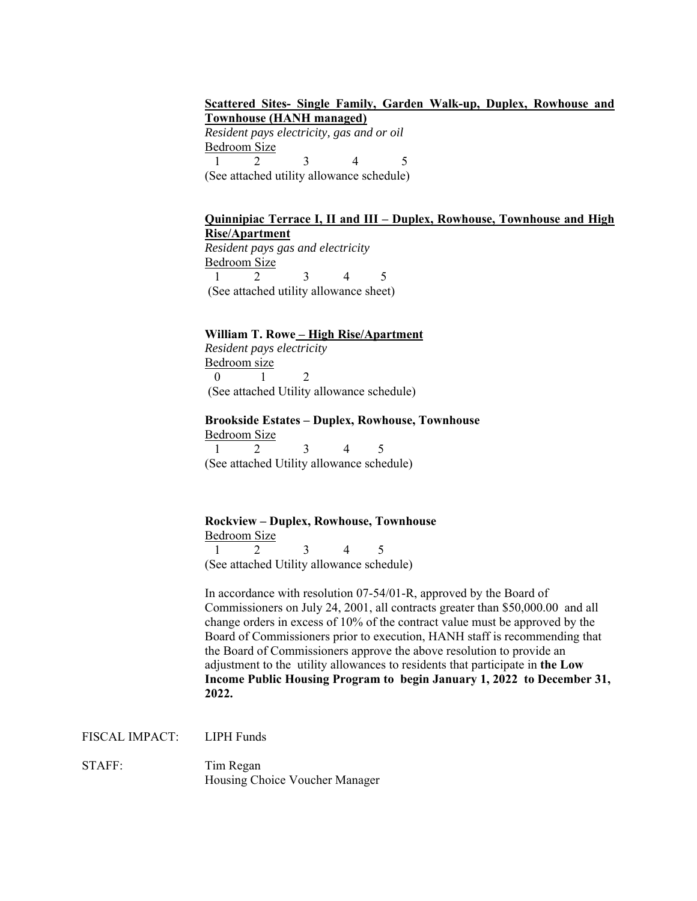**<u>Scattered Sites- Single Family, Garden Walk-up, Duplex, Rowhouse and Townhouse (HANH managed)</u>**

*Resident pays electricity, gas and or oil*

<u>Bedroom Size</u>

1 2 3 4 5

(See attached utility allowance schedule)

**<u>Quinnipiac Terrace I, II and III – Duplex, Rowhouse, Townhouse and High Rise/Apartment</u>**

*Resident pays gas and electricity*

<u>Bedroom Size</u>

1 2 3 4 5

(See attached utility allowance sheet)

**William T. Rowe <u>– High Rise/Apartment</u>**

*Resident pays electricity*

<u>Bedroom size</u>

0 1 2

(See attached Utility allowance schedule)

**Brookside Estates – Duplex, Rowhouse, Townhouse**

<u>Bedroom Size</u>

1 2 3 4 5

(See attached Utility allowance schedule)

**Rockview – Duplex, Rowhouse, Townhouse**

<u>Bedroom Size</u>

1 2 3 4 5

(See attached Utility allowance schedule)

In accordance with resolution 07-54/01-R, approved by the Board of Commissioners on July 24, 2001, all contracts greater than $50,000.00 and all change orders in excess of 10% of the contract value must be approved by the Board of Commissioners prior to execution, HANH staff is recommending that the Board of Commissioners approve the above resolution to provide an adjustment to the utility allowances to residents that participate in **the Low Income Public Housing Program to begin January 1, 2022 to December 31, 2022.**

FISCAL IMPACT: LIPH Funds

STAFF: Tim Regan
Housing Choice Voucher Manager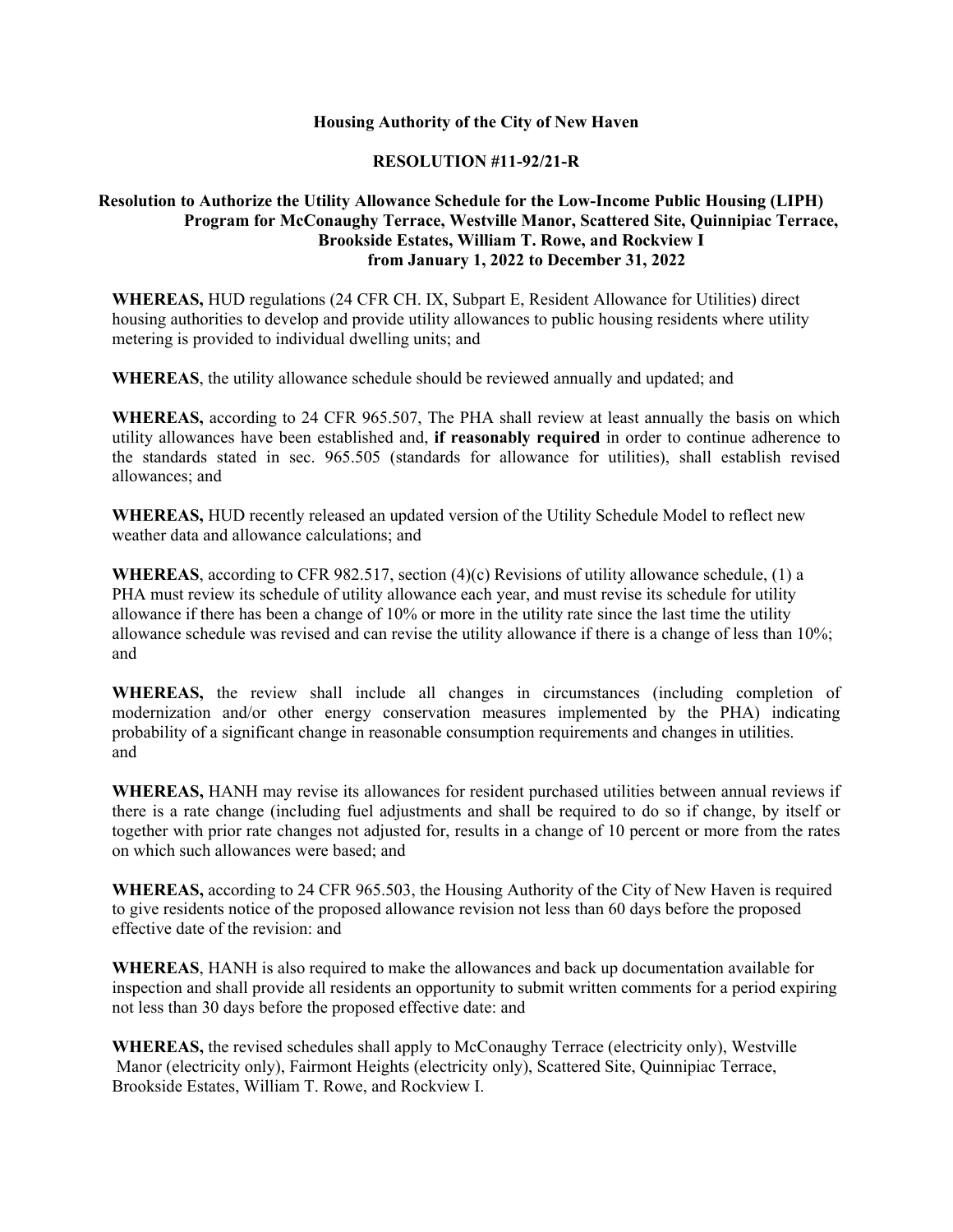**Housing Authority of the City of New Haven**

**RESOLUTION #11-92/21-R**

**Resolution to Authorize the Utility Allowance Schedule for the Low-Income Public Housing (LIPH) Program for McConaughy Terrace, Westville Manor, Scattered Site, Quinnipiac Terrace, Brookside Estates, William T. Rowe, and Rockview I from January 1, 2022 to December 31, 2022**

**WHEREAS,** HUD regulations (24 CFR CH. IX, Subpart E, Resident Allowance for Utilities) direct housing authorities to develop and provide utility allowances to public housing residents where utility metering is provided to individual dwelling units; and

**WHEREAS**, the utility allowance schedule should be reviewed annually and updated; and

**WHEREAS,** according to 24 CFR 965.507, The PHA shall review at least annually the basis on which utility allowances have been established and, **if reasonably required** in order to continue adherence to the standards stated in sec. 965.505 (standards for allowance for utilities), shall establish revised allowances; and

**WHEREAS,** HUD recently released an updated version of the Utility Schedule Model to reflect new weather data and allowance calculations; and

**WHEREAS**, according to CFR 982.517, section (4)(c) Revisions of utility allowance schedule, (1) a PHA must review its schedule of utility allowance each year, and must revise its schedule for utility allowance if there has been a change of 10% or more in the utility rate since the last time the utility allowance schedule was revised and can revise the utility allowance if there is a change of less than 10%; and

**WHEREAS,** the review shall include all changes in circumstances (including completion of modernization and/or other energy conservation measures implemented by the PHA) indicating probability of a significant change in reasonable consumption requirements and changes in utilities. and

**WHEREAS,** HANH may revise its allowances for resident purchased utilities between annual reviews if there is a rate change (including fuel adjustments and shall be required to do so if change, by itself or together with prior rate changes not adjusted for, results in a change of 10 percent or more from the rates on which such allowances were based; and

**WHEREAS,** according to 24 CFR 965.503, the Housing Authority of the City of New Haven is required to give residents notice of the proposed allowance revision not less than 60 days before the proposed effective date of the revision: and

**WHEREAS**, HANH is also required to make the allowances and back up documentation available for inspection and shall provide all residents an opportunity to submit written comments for a period expiring not less than 30 days before the proposed effective date: and

**WHEREAS,** the revised schedules shall apply to McConaughy Terrace (electricity only), Westville Manor (electricity only), Fairmont Heights (electricity only), Scattered Site, Quinnipiac Terrace, Brookside Estates, William T. Rowe, and Rockview I.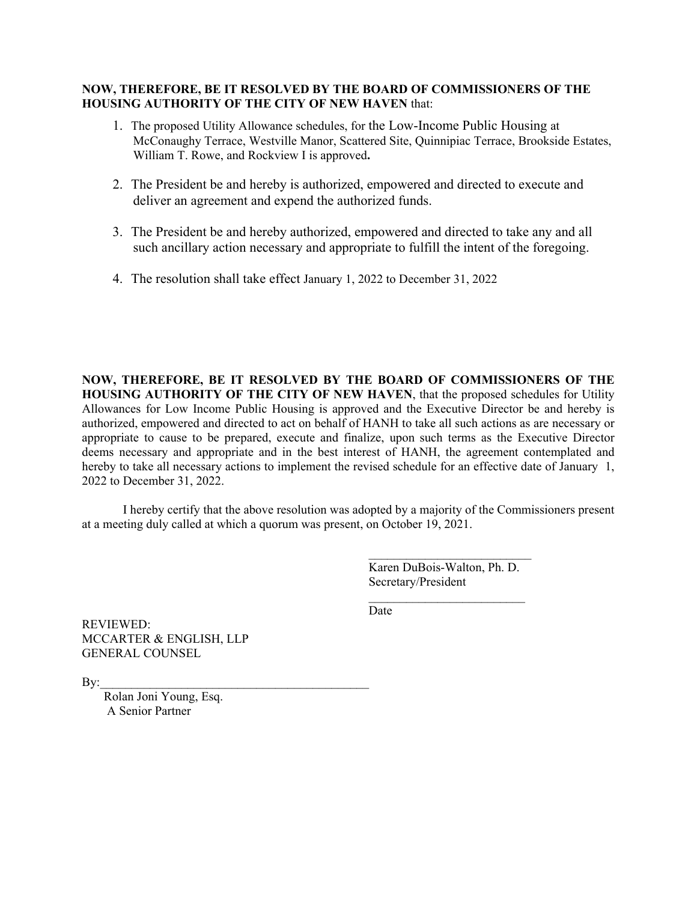**NOW, THEREFORE, BE IT RESOLVED BY THE BOARD OF COMMISSIONERS OF THE HOUSING AUTHORITY OF THE CITY OF NEW HAVEN** that:

1. The proposed Utility Allowance schedules, for the Low-Income Public Housing at McConaughy Terrace, Westville Manor, Scattered Site, Quinnipiac Terrace, Brookside Estates, William T. Rowe, and Rockview I is approved**.**

2. The President be and hereby is authorized, empowered and directed to execute and deliver an agreement and expend the authorized funds.

3. The President be and hereby authorized, empowered and directed to take any and all such ancillary action necessary and appropriate to fulfill the intent of the foregoing.

4. The resolution shall take effect January 1, 2022 to December 31, 2022

**NOW, THEREFORE, BE IT RESOLVED BY THE BOARD OF COMMISSIONERS OF THE HOUSING AUTHORITY OF THE CITY OF NEW HAVEN**, that the proposed schedules for Utility Allowances for Low Income Public Housing is approved and the Executive Director be and hereby is authorized, empowered and directed to act on behalf of HANH to take all such actions as are necessary or appropriate to cause to be prepared, execute and finalize, upon such terms as the Executive Director deems necessary and appropriate and in the best interest of HANH, the agreement contemplated and hereby to take all necessary actions to implement the revised schedule for an effective date of January 1, 2022 to December 31, 2022.

I hereby certify that the above resolution was adopted by a majority of the Commissioners present at a meeting duly called at which a quorum was present, on October 19, 2021.

___________________________
Karen DuBois-Walton, Ph. D.
Secretary/President

___________________________
Date

REVIEWED:
MCCARTER & ENGLISH, LLP
GENERAL COUNSEL

By:_____________________________________________
Rolan Joni Young, Esq.
A Senior Partner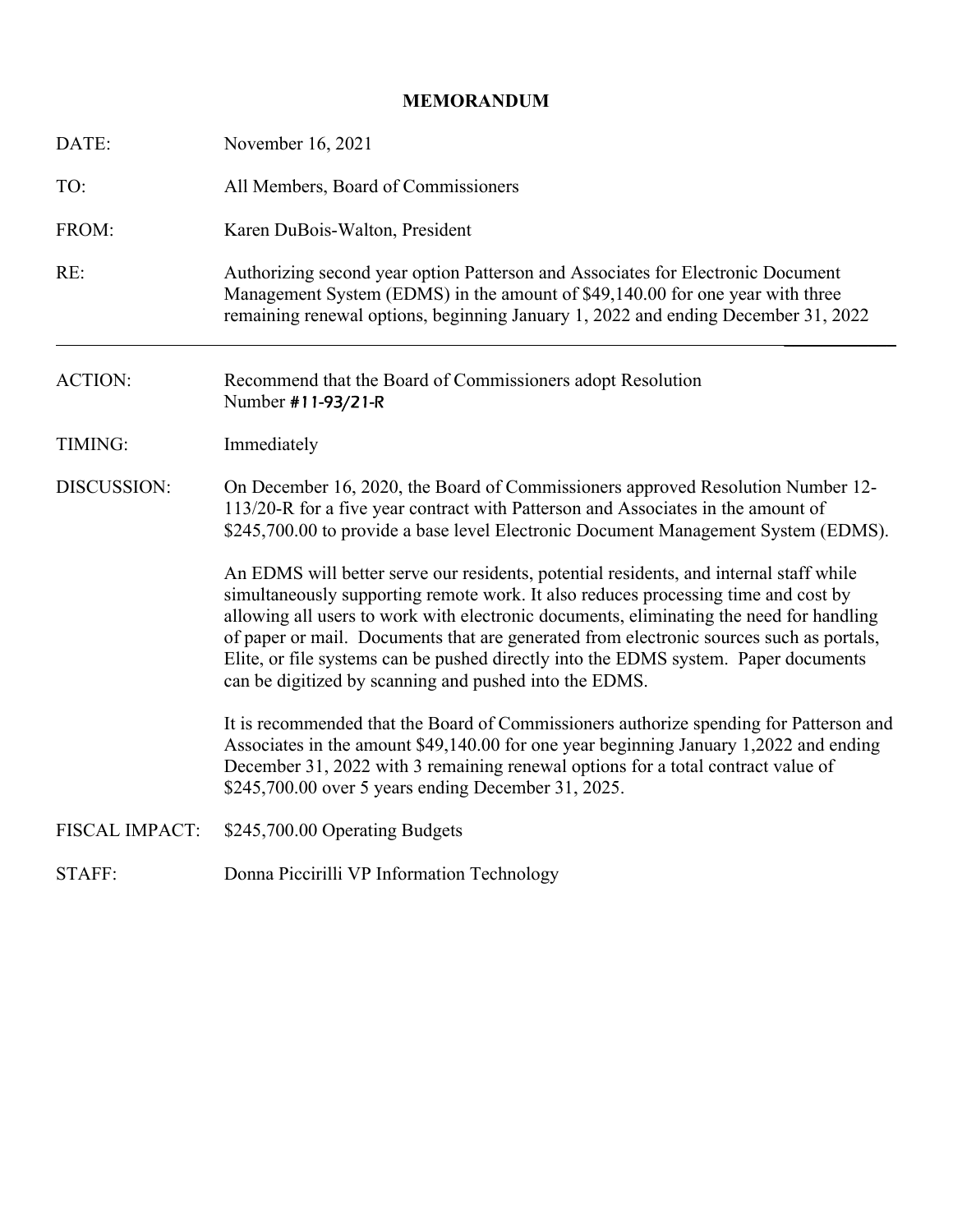# MEMORANDUM

DATE: November 16, 2021

TO: All Members, Board of Commissioners

FROM: Karen DuBois-Walton, President

RE: Authorizing second year option Patterson and Associates for Electronic Document Management System (EDMS) in the amount of $49,140.00 for one year with three remaining renewal options, beginning January 1, 2022 and ending December 31, 2022

---

ACTION: Recommend that the Board of Commissioners adopt Resolution Number #11-93/21-R

TIMING: Immediately

DISCUSSION: On December 16, 2020, the Board of Commissioners approved Resolution Number 12-113/20-R for a five year contract with Patterson and Associates in the amount of $245,700.00 to provide a base level Electronic Document Management System (EDMS).

An EDMS will better serve our residents, potential residents, and internal staff while simultaneously supporting remote work. It also reduces processing time and cost by allowing all users to work with electronic documents, eliminating the need for handling of paper or mail. Documents that are generated from electronic sources such as portals, Elite, or file systems can be pushed directly into the EDMS system. Paper documents can be digitized by scanning and pushed into the EDMS.

It is recommended that the Board of Commissioners authorize spending for Patterson and Associates in the amount $49,140.00 for one year beginning January 1,2022 and ending December 31, 2022 with 3 remaining renewal options for a total contract value of $245,700.00 over 5 years ending December 31, 2025.

FISCAL IMPACT: $245,700.00 Operating Budgets

STAFF: Donna Piccirilli VP Information Technology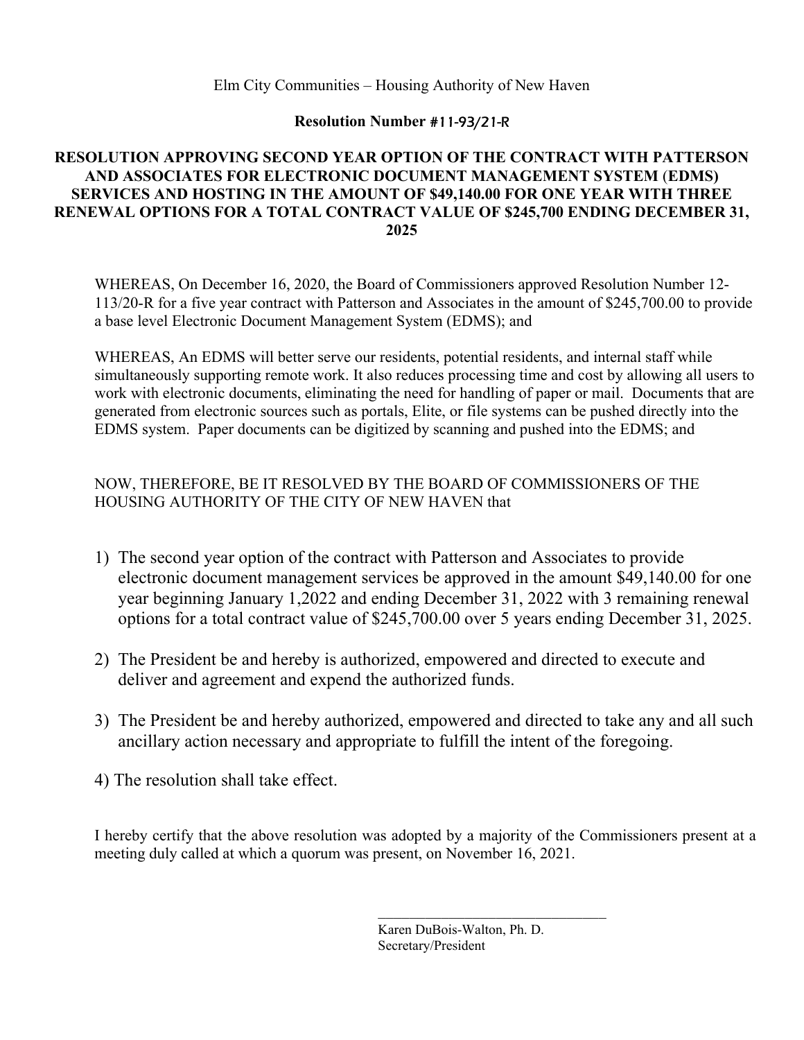Elm City Communities – Housing Authority of New Haven

**Resolution Number #11-93/21-R**

**RESOLUTION APPROVING SECOND YEAR OPTION OF THE CONTRACT WITH PATTERSON AND ASSOCIATES FOR ELECTRONIC DOCUMENT MANAGEMENT SYSTEM (EDMS) SERVICES AND HOSTING IN THE AMOUNT OF $49,140.00 FOR ONE YEAR WITH THREE RENEWAL OPTIONS FOR A TOTAL CONTRACT VALUE OF $245,700 ENDING DECEMBER 31, 2025**

WHEREAS, On December 16, 2020, the Board of Commissioners approved Resolution Number 12-113/20-R for a five year contract with Patterson and Associates in the amount of $245,700.00 to provide a base level Electronic Document Management System (EDMS); and

WHEREAS, An EDMS will better serve our residents, potential residents, and internal staff while simultaneously supporting remote work. It also reduces processing time and cost by allowing all users to work with electronic documents, eliminating the need for handling of paper or mail. Documents that are generated from electronic sources such as portals, Elite, or file systems can be pushed directly into the EDMS system. Paper documents can be digitized by scanning and pushed into the EDMS; and

NOW, THEREFORE, BE IT RESOLVED BY THE BOARD OF COMMISSIONERS OF THE HOUSING AUTHORITY OF THE CITY OF NEW HAVEN that

1) The second year option of the contract with Patterson and Associates to provide electronic document management services be approved in the amount $49,140.00 for one year beginning January 1,2022 and ending December 31, 2022 with 3 remaining renewal options for a total contract value of $245,700.00 over 5 years ending December 31, 2025.

2) The President be and hereby is authorized, empowered and directed to execute and deliver and agreement and expend the authorized funds.

3) The President be and hereby authorized, empowered and directed to take any and all such ancillary action necessary and appropriate to fulfill the intent of the foregoing.

4) The resolution shall take effect.

I hereby certify that the above resolution was adopted by a majority of the Commissioners present at a meeting duly called at which a quorum was present, on November 16, 2021.

\_\_\_\_\_\_\_\_\_\_\_\_\_\_\_\_\_\_\_\_\_\_\_\_\_\_\_\_\_\_\_\_\_

Karen DuBois-Walton, Ph. D.
Secretary/President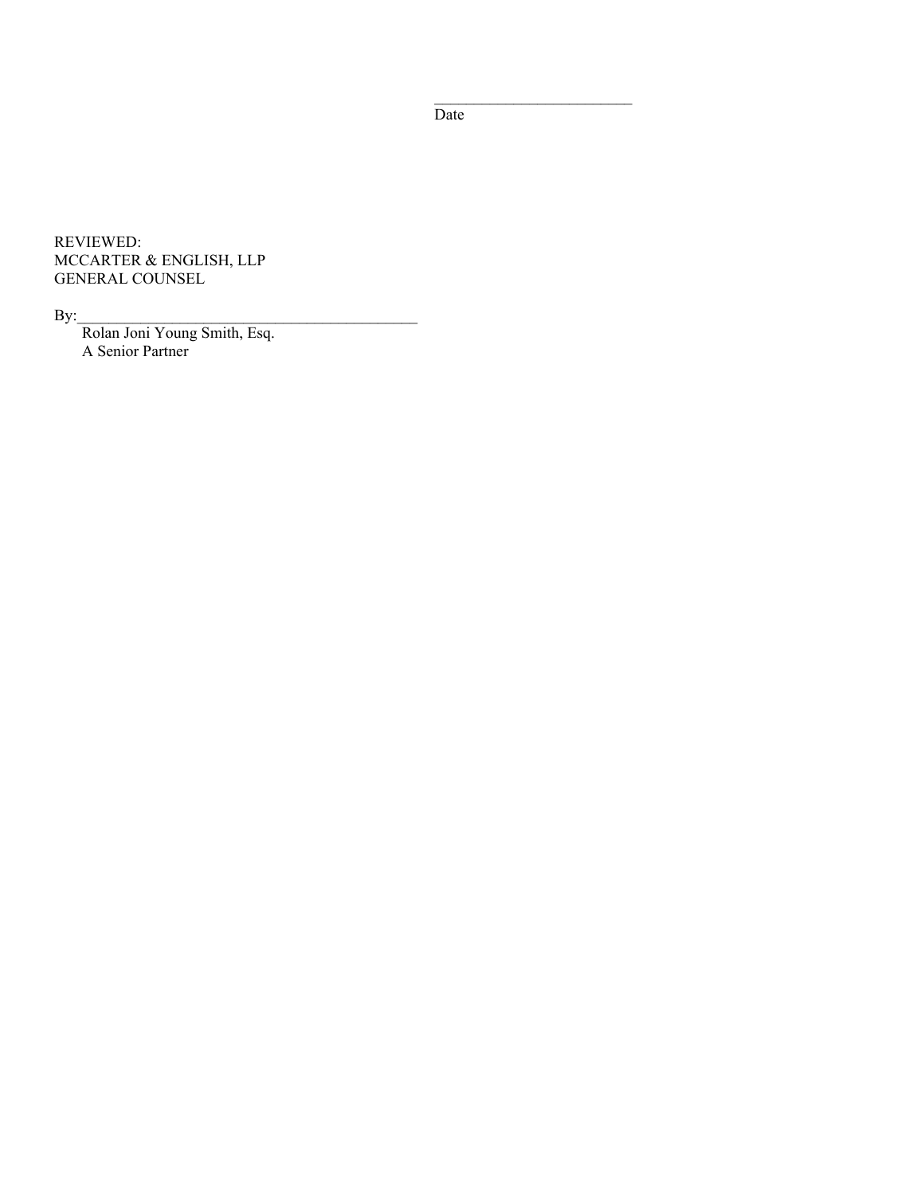\_\_\_\_\_\_\_\_\_\_\_\_\_\_\_\_\_\_\_\_\_\_\_\_\_\_
Date

REVIEWED:
MCCARTER & ENGLISH, LLP
GENERAL COUNSEL

By:\_\_\_\_\_\_\_\_\_\_\_\_\_\_\_\_\_\_\_\_\_\_\_\_\_\_\_\_\_\_\_\_\_\_\_\_\_\_\_\_\_\_\_\_\_
Rolan Joni Young Smith, Esq.
A Senior Partner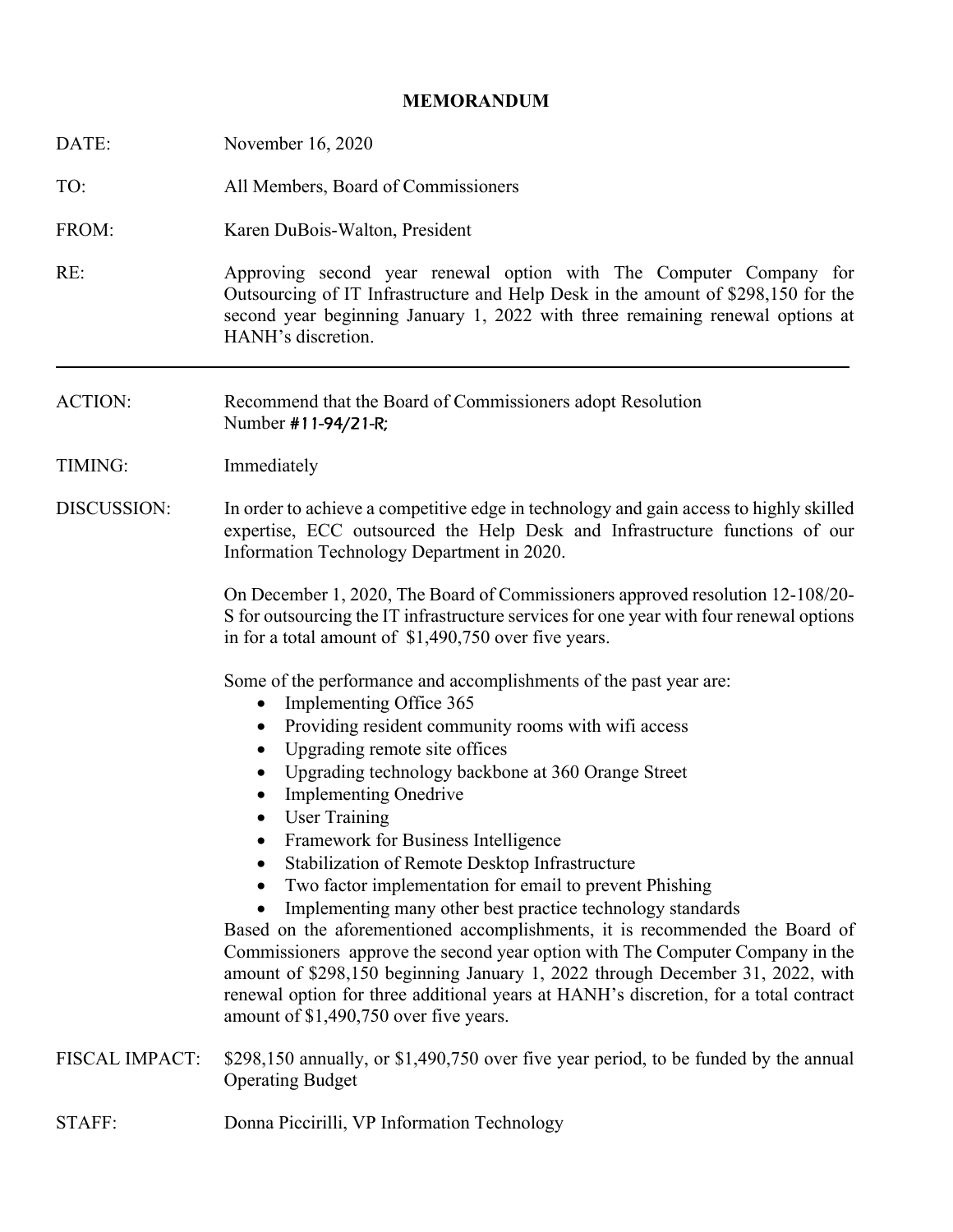# MEMORANDUM

DATE: November 16, 2020

TO: All Members, Board of Commissioners

FROM: Karen DuBois-Walton, President

RE: Approving second year renewal option with The Computer Company for Outsourcing of IT Infrastructure and Help Desk in the amount of $298,150 for the second year beginning January 1, 2022 with three remaining renewal options at HANH's discretion.

---

ACTION: Recommend that the Board of Commissioners adopt Resolution Number #11-94/21-R;

TIMING: Immediately

DISCUSSION: In order to achieve a competitive edge in technology and gain access to highly skilled expertise, ECC outsourced the Help Desk and Infrastructure functions of our Information Technology Department in 2020.

On December 1, 2020, The Board of Commissioners approved resolution 12-108/20-S for outsourcing the IT infrastructure services for one year with four renewal options in for a total amount of $1,490,750 over five years.

Some of the performance and accomplishments of the past year are:

- Implementing Office 365
- Providing resident community rooms with wifi access
- Upgrading remote site offices
- Upgrading technology backbone at 360 Orange Street
- Implementing Onedrive
- User Training
- Framework for Business Intelligence
- Stabilization of Remote Desktop Infrastructure
- Two factor implementation for email to prevent Phishing
- Implementing many other best practice technology standards

Based on the aforementioned accomplishments, it is recommended the Board of Commissioners approve the second year option with The Computer Company in the amount of $298,150 beginning January 1, 2022 through December 31, 2022, with renewal option for three additional years at HANH's discretion, for a total contract amount of $1,490,750 over five years.

FISCAL IMPACT: $298,150 annually, or $1,490,750 over five year period, to be funded by the annual Operating Budget

STAFF: Donna Piccirilli, VP Information Technology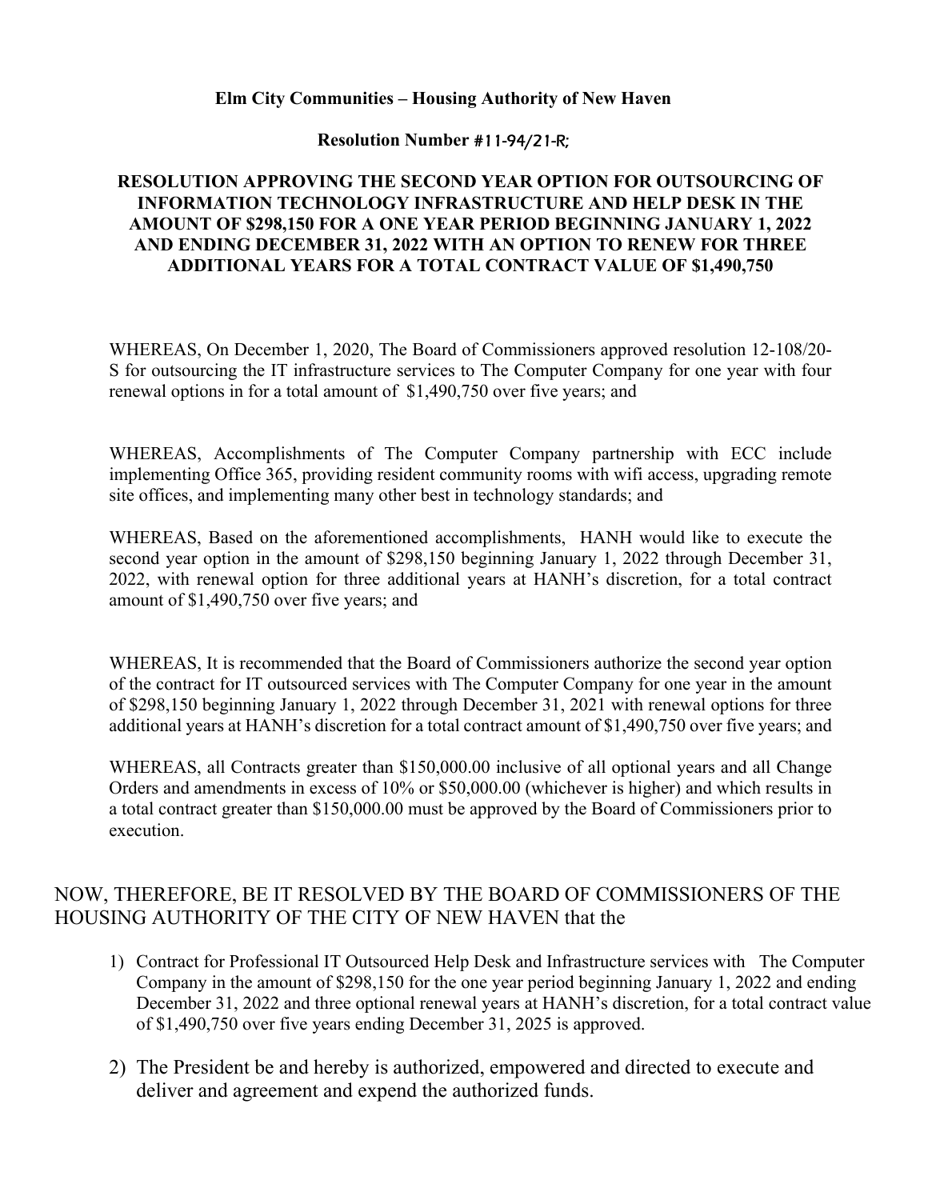**Elm City Communities – Housing Authority of New Haven**

**Resolution Number #11-94/21-R;**

**RESOLUTION APPROVING THE SECOND YEAR OPTION FOR OUTSOURCING OF INFORMATION TECHNOLOGY INFRASTRUCTURE AND HELP DESK IN THE AMOUNT OF $298,150 FOR A ONE YEAR PERIOD BEGINNING JANUARY 1, 2022 AND ENDING DECEMBER 31, 2022 WITH AN OPTION TO RENEW FOR THREE ADDITIONAL YEARS FOR A TOTAL CONTRACT VALUE OF $1,490,750**

WHEREAS, On December 1, 2020, The Board of Commissioners approved resolution 12-108/20-S for outsourcing the IT infrastructure services to The Computer Company for one year with four renewal options in for a total amount of $1,490,750 over five years; and

WHEREAS, Accomplishments of The Computer Company partnership with ECC include implementing Office 365, providing resident community rooms with wifi access, upgrading remote site offices, and implementing many other best in technology standards; and

WHEREAS, Based on the aforementioned accomplishments, HANH would like to execute the second year option in the amount of $298,150 beginning January 1, 2022 through December 31, 2022, with renewal option for three additional years at HANH's discretion, for a total contract amount of $1,490,750 over five years; and

WHEREAS, It is recommended that the Board of Commissioners authorize the second year option of the contract for IT outsourced services with The Computer Company for one year in the amount of $298,150 beginning January 1, 2022 through December 31, 2021 with renewal options for three additional years at HANH's discretion for a total contract amount of $1,490,750 over five years; and

WHEREAS, all Contracts greater than $150,000.00 inclusive of all optional years and all Change Orders and amendments in excess of 10% or $50,000.00 (whichever is higher) and which results in a total contract greater than $150,000.00 must be approved by the Board of Commissioners prior to execution.

NOW, THEREFORE, BE IT RESOLVED BY THE BOARD OF COMMISSIONERS OF THE HOUSING AUTHORITY OF THE CITY OF NEW HAVEN that the

1) Contract for Professional IT Outsourced Help Desk and Infrastructure services with The Computer Company in the amount of $298,150 for the one year period beginning January 1, 2022 and ending December 31, 2022 and three optional renewal years at HANH's discretion, for a total contract value of $1,490,750 over five years ending December 31, 2025 is approved.

2) The President be and hereby is authorized, empowered and directed to execute and deliver and agreement and expend the authorized funds.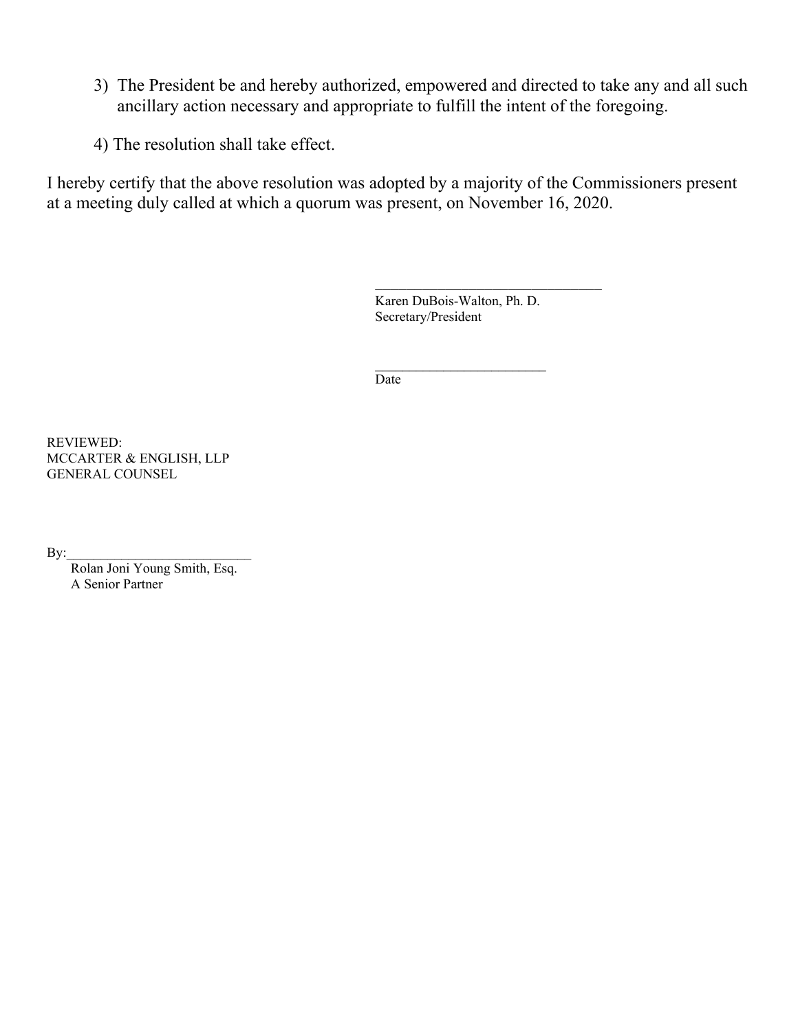3) The President be and hereby authorized, empowered and directed to take any and all such ancillary action necessary and appropriate to fulfill the intent of the foregoing.

4) The resolution shall take effect.

I hereby certify that the above resolution was adopted by a majority of the Commissioners present at a meeting duly called at which a quorum was present, on November 16, 2020.

\_\_\_\_\_\_\_\_\_\_\_\_\_\_\_\_\_\_\_\_\_\_\_\_\_\_\_\_\_\_\_\_

Karen DuBois-Walton, Ph. D.
Secretary/President

\_\_\_\_\_\_\_\_\_\_\_\_\_\_\_\_\_\_\_\_\_\_\_\_\_

Date

REVIEWED:
MCCARTER & ENGLISH, LLP
GENERAL COUNSEL

By:\_\_\_\_\_\_\_\_\_\_\_\_\_\_\_\_\_\_\_\_\_\_\_\_\_\_

Rolan Joni Young Smith, Esq.
A Senior Partner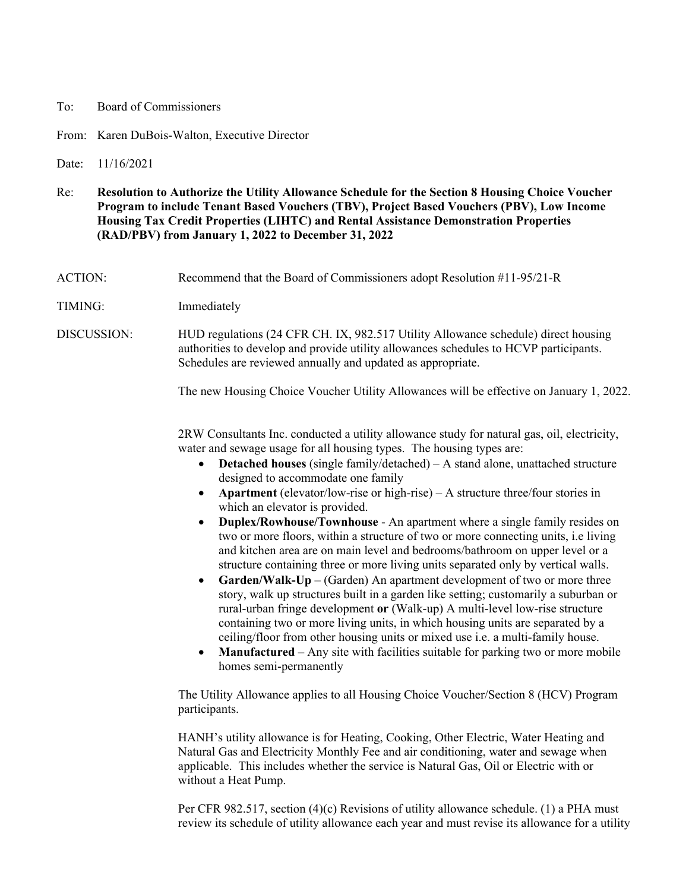To: Board of Commissioners

From: Karen DuBois-Walton, Executive Director

Date: 11/16/2021

Re: **Resolution to Authorize the Utility Allowance Schedule for the Section 8 Housing Choice Voucher Program to include Tenant Based Vouchers (TBV), Project Based Vouchers (PBV), Low Income Housing Tax Credit Properties (LIHTC) and Rental Assistance Demonstration Properties (RAD/PBV) from January 1, 2022 to December 31, 2022**

ACTION: Recommend that the Board of Commissioners adopt Resolution #11-95/21-R

TIMING: Immediately

DISCUSSION: HUD regulations (24 CFR CH. IX, 982.517 Utility Allowance schedule) direct housing authorities to develop and provide utility allowances schedules to HCVP participants. Schedules are reviewed annually and updated as appropriate.

The new Housing Choice Voucher Utility Allowances will be effective on January 1, 2022.

2RW Consultants Inc. conducted a utility allowance study for natural gas, oil, electricity, water and sewage usage for all housing types. The housing types are:

- **Detached houses** (single family/detached) – A stand alone, unattached structure designed to accommodate one family
- **Apartment** (elevator/low-rise or high-rise) – A structure three/four stories in which an elevator is provided.
- **Duplex/Rowhouse/Townhouse** - An apartment where a single family resides on two or more floors, within a structure of two or more connecting units, i.e living and kitchen area are on main level and bedrooms/bathroom on upper level or a structure containing three or more living units separated only by vertical walls.
- **Garden/Walk-Up** – (Garden) An apartment development of two or more three story, walk up structures built in a garden like setting; customarily a suburban or rural-urban fringe development **or** (Walk-up) A multi-level low-rise structure containing two or more living units, in which housing units are separated by a ceiling/floor from other housing units or mixed use i.e. a multi-family house.
- **Manufactured** – Any site with facilities suitable for parking two or more mobile homes semi-permanently

The Utility Allowance applies to all Housing Choice Voucher/Section 8 (HCV) Program participants.

HANH's utility allowance is for Heating, Cooking, Other Electric, Water Heating and Natural Gas and Electricity Monthly Fee and air conditioning, water and sewage when applicable. This includes whether the service is Natural Gas, Oil or Electric with or without a Heat Pump.

Per CFR 982.517, section (4)(c) Revisions of utility allowance schedule. (1) a PHA must review its schedule of utility allowance each year and must revise its allowance for a utility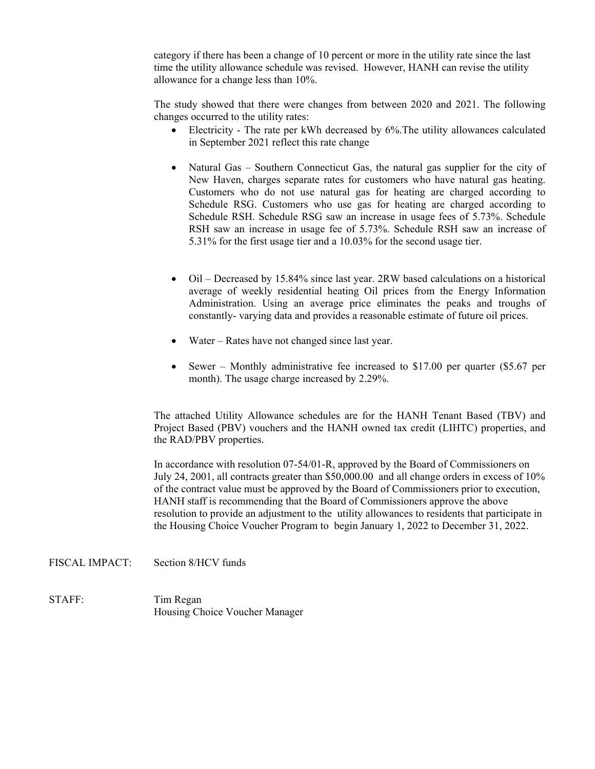category if there has been a change of 10 percent or more in the utility rate since the last time the utility allowance schedule was revised. However, HANH can revise the utility allowance for a change less than 10%.

The study showed that there were changes from between 2020 and 2021. The following changes occurred to the utility rates:

- Electricity - The rate per kWh decreased by 6%.The utility allowances calculated in September 2021 reflect this rate change

- Natural Gas – Southern Connecticut Gas, the natural gas supplier for the city of New Haven, charges separate rates for customers who have natural gas heating. Customers who do not use natural gas for heating are charged according to Schedule RSG. Customers who use gas for heating are charged according to Schedule RSH. Schedule RSG saw an increase in usage fees of 5.73%. Schedule RSH saw an increase in usage fee of 5.73%. Schedule RSH saw an increase of 5.31% for the first usage tier and a 10.03% for the second usage tier.

- Oil – Decreased by 15.84% since last year. 2RW based calculations on a historical average of weekly residential heating Oil prices from the Energy Information Administration. Using an average price eliminates the peaks and troughs of constantly- varying data and provides a reasonable estimate of future oil prices.

- Water – Rates have not changed since last year.

- Sewer – Monthly administrative fee increased to $17.00 per quarter ($5.67 per month). The usage charge increased by 2.29%.

The attached Utility Allowance schedules are for the HANH Tenant Based (TBV) and Project Based (PBV) vouchers and the HANH owned tax credit (LIHTC) properties, and the RAD/PBV properties.

In accordance with resolution 07-54/01-R, approved by the Board of Commissioners on July 24, 2001, all contracts greater than $50,000.00 and all change orders in excess of 10% of the contract value must be approved by the Board of Commissioners prior to execution, HANH staff is recommending that the Board of Commissioners approve the above resolution to provide an adjustment to the utility allowances to residents that participate in the Housing Choice Voucher Program to begin January 1, 2022 to December 31, 2022.

FISCAL IMPACT: Section 8/HCV funds

STAFF: Tim Regan
Housing Choice Voucher Manager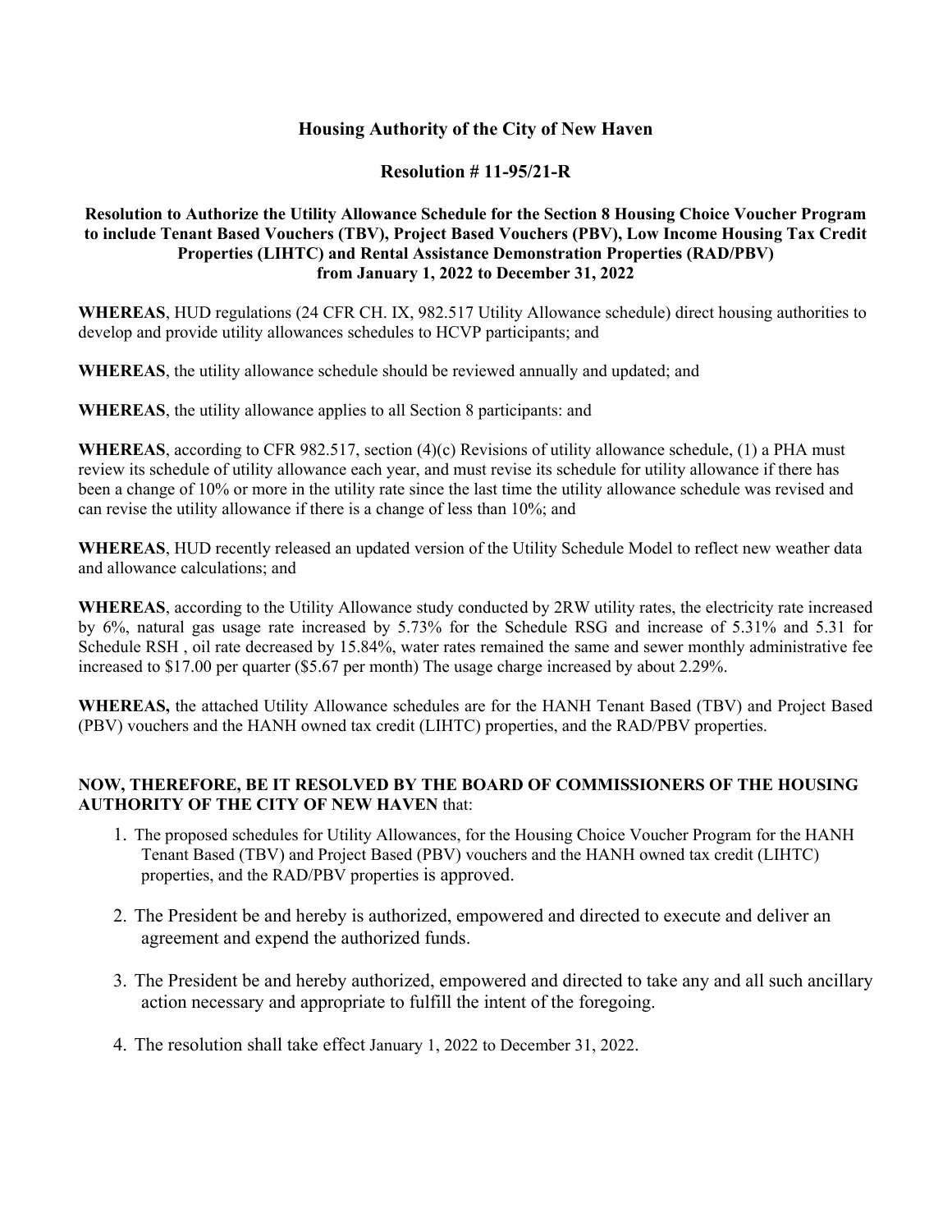## Housing Authority of the City of New Haven

## Resolution # 11-95/21-R

### Resolution to Authorize the Utility Allowance Schedule for the Section 8 Housing Choice Voucher Program to include Tenant Based Vouchers (TBV), Project Based Vouchers (PBV), Low Income Housing Tax Credit Properties (LIHTC) and Rental Assistance Demonstration Properties (RAD/PBV) from January 1, 2022 to December 31, 2022

**WHEREAS**, HUD regulations (24 CFR CH. IX, 982.517 Utility Allowance schedule) direct housing authorities to develop and provide utility allowances schedules to HCVP participants; and

**WHEREAS**, the utility allowance schedule should be reviewed annually and updated; and

**WHEREAS**, the utility allowance applies to all Section 8 participants: and

**WHEREAS**, according to CFR 982.517, section (4)(c) Revisions of utility allowance schedule, (1) a PHA must review its schedule of utility allowance each year, and must revise its schedule for utility allowance if there has been a change of 10% or more in the utility rate since the last time the utility allowance schedule was revised and can revise the utility allowance if there is a change of less than 10%; and

**WHEREAS**, HUD recently released an updated version of the Utility Schedule Model to reflect new weather data and allowance calculations; and

**WHEREAS**, according to the Utility Allowance study conducted by 2RW utility rates, the electricity rate increased by 6%, natural gas usage rate increased by 5.73% for the Schedule RSG and increase of 5.31% and 5.31 for Schedule RSH , oil rate decreased by 15.84%, water rates remained the same and sewer monthly administrative fee increased to $17.00 per quarter ($5.67 per month) The usage charge increased by about 2.29%.

**WHEREAS,** the attached Utility Allowance schedules are for the HANH Tenant Based (TBV) and Project Based (PBV) vouchers and the HANH owned tax credit (LIHTC) properties, and the RAD/PBV properties.

**NOW, THEREFORE, BE IT RESOLVED BY THE BOARD OF COMMISSIONERS OF THE HOUSING AUTHORITY OF THE CITY OF NEW HAVEN** that:

1. The proposed schedules for Utility Allowances, for the Housing Choice Voucher Program for the HANH Tenant Based (TBV) and Project Based (PBV) vouchers and the HANH owned tax credit (LIHTC) properties, and the RAD/PBV properties is approved.
2. The President be and hereby is authorized, empowered and directed to execute and deliver an agreement and expend the authorized funds.
3. The President be and hereby authorized, empowered and directed to take any and all such ancillary action necessary and appropriate to fulfill the intent of the foregoing.
4. The resolution shall take effect January 1, 2022 to December 31, 2022.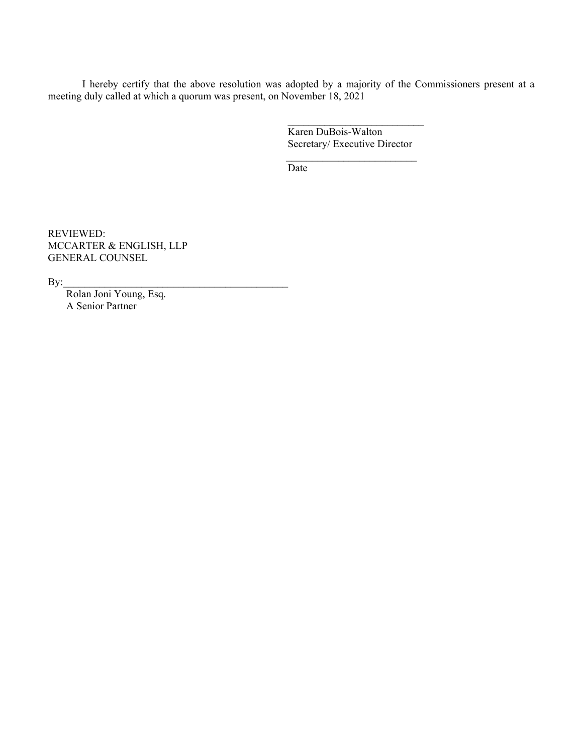I hereby certify that the above resolution was adopted by a majority of the Commissioners present at a meeting duly called at which a quorum was present, on November 18, 2021

___________________________
Karen DuBois-Walton
Secretary/ Executive Director

___________________________
Date

REVIEWED:
MCCARTER & ENGLISH, LLP
GENERAL COUNSEL

By:_____________________________________________
Rolan Joni Young, Esq.
A Senior Partner